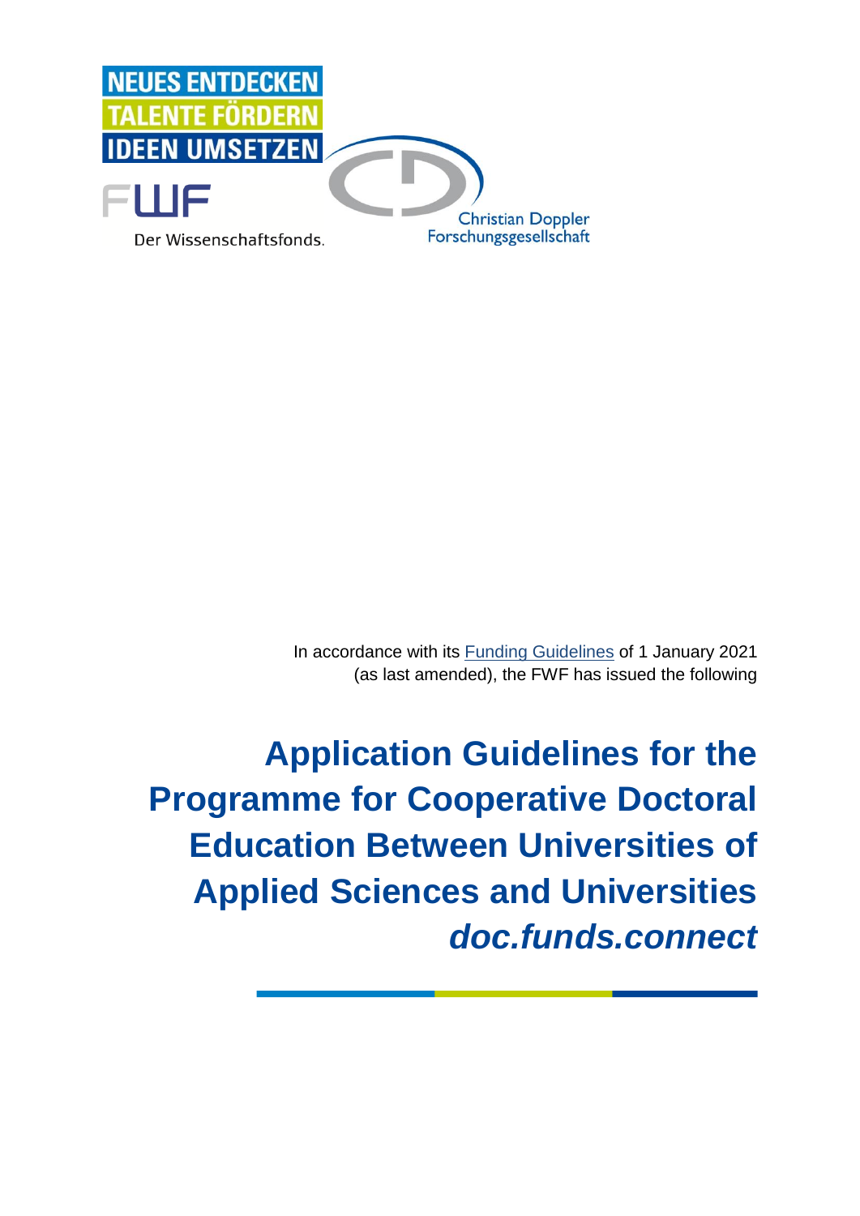NEUES ENTDECKEN
TALENTE FÖRDERN
IDEEN UMSETZEN

FWF

Der Wissenschaftsfonds.

Christian Doppler Forschungsgesellschaft

In accordance with its [Funding Guidelines]() of 1 January 2021 (as last amended), the FWF has issued the following

# Application Guidelines for the Programme for Cooperative Doctoral Education Between Universities of Applied Sciences and Universities *doc.funds.connect*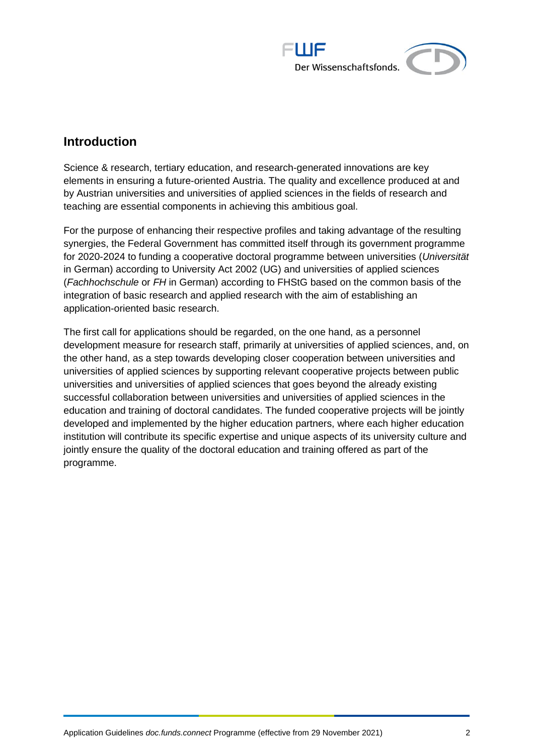## Introduction

Science & research, tertiary education, and research-generated innovations are key elements in ensuring a future-oriented Austria. The quality and excellence produced at and by Austrian universities and universities of applied sciences in the fields of research and teaching are essential components in achieving this ambitious goal.

For the purpose of enhancing their respective profiles and taking advantage of the resulting synergies, the Federal Government has committed itself through its government programme for 2020-2024 to funding a cooperative doctoral programme between universities (*Universität* in German) according to University Act 2002 (UG) and universities of applied sciences (*Fachhochschule* or *FH* in German) according to FHStG based on the common basis of the integration of basic research and applied research with the aim of establishing an application-oriented basic research.

The first call for applications should be regarded, on the one hand, as a personnel development measure for research staff, primarily at universities of applied sciences, and, on the other hand, as a step towards developing closer cooperation between universities and universities of applied sciences by supporting relevant cooperative projects between public universities and universities of applied sciences that goes beyond the already existing successful collaboration between universities and universities of applied sciences in the education and training of doctoral candidates. The funded cooperative projects will be jointly developed and implemented by the higher education partners, where each higher education institution will contribute its specific expertise and unique aspects of its university culture and jointly ensure the quality of the doctoral education and training offered as part of the programme.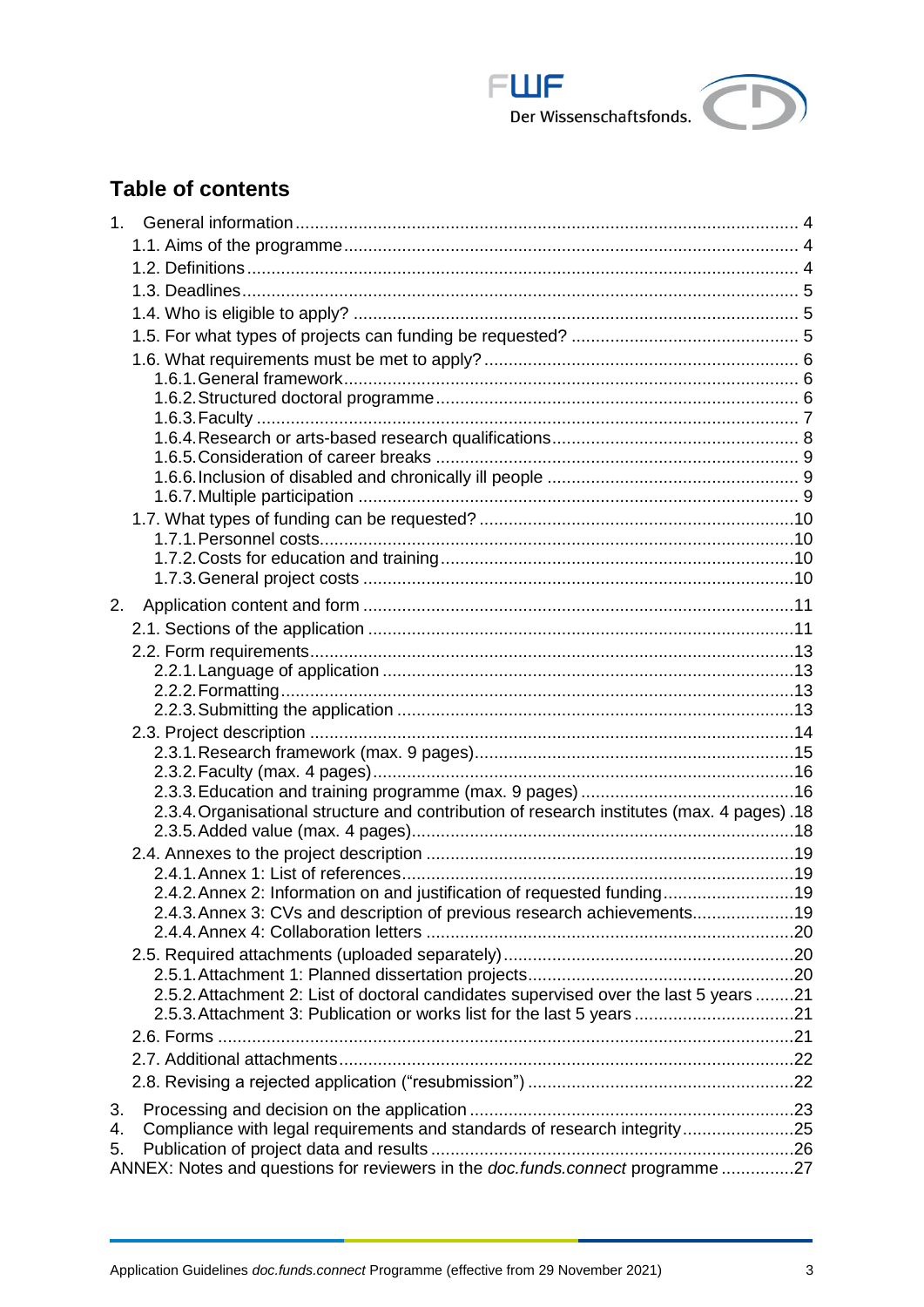## Table of contents

1. General information ........ 4
   - 1.1. Aims of the programme ........ 4
   - 1.2. Definitions ........ 4
   - 1.3. Deadlines ........ 5
   - 1.4. Who is eligible to apply? ........ 5
   - 1.5. For what types of projects can funding be requested? ........ 5
   - 1.6. What requirements must be met to apply? ........ 6
     - 1.6.1. General framework ........ 6
     - 1.6.2. Structured doctoral programme ........ 6
     - 1.6.3. Faculty ........ 7
     - 1.6.4. Research or arts-based research qualifications ........ 8
     - 1.6.5. Consideration of career breaks ........ 9
     - 1.6.6. Inclusion of disabled and chronically ill people ........ 9
     - 1.6.7. Multiple participation ........ 9
   - 1.7. What types of funding can be requested? ........ 10
     - 1.7.1. Personnel costs ........ 10
     - 1.7.2. Costs for education and training ........ 10
     - 1.7.3. General project costs ........ 10
2. Application content and form ........ 11
   - 2.1. Sections of the application ........ 11
   - 2.2. Form requirements ........ 13
     - 2.2.1. Language of application ........ 13
     - 2.2.2. Formatting ........ 13
     - 2.2.3. Submitting the application ........ 13
   - 2.3. Project description ........ 14
     - 2.3.1. Research framework (max. 9 pages) ........ 15
     - 2.3.2. Faculty (max. 4 pages) ........ 16
     - 2.3.3. Education and training programme (max. 9 pages) ........ 16
     - 2.3.4. Organisational structure and contribution of research institutes (max. 4 pages) ........ 18
     - 2.3.5. Added value (max. 4 pages) ........ 18
   - 2.4. Annexes to the project description ........ 19
     - 2.4.1. Annex 1: List of references ........ 19
     - 2.4.2. Annex 2: Information on and justification of requested funding ........ 19
     - 2.4.3. Annex 3: CVs and description of previous research achievements ........ 19
     - 2.4.4. Annex 4: Collaboration letters ........ 20
   - 2.5. Required attachments (uploaded separately) ........ 20
     - 2.5.1. Attachment 1: Planned dissertation projects ........ 20
     - 2.5.2. Attachment 2: List of doctoral candidates supervised over the last 5 years ........ 21
     - 2.5.3. Attachment 3: Publication or works list for the last 5 years ........ 21
   - 2.6. Forms ........ 21
   - 2.7. Additional attachments ........ 22
   - 2.8. Revising a rejected application ("resubmission") ........ 22
3. Processing and decision on the application ........ 23
4. Compliance with legal requirements and standards of research integrity ........ 25
5. Publication of project data and results ........ 26

ANNEX: Notes and questions for reviewers in the *doc.funds.connect* programme ........ 27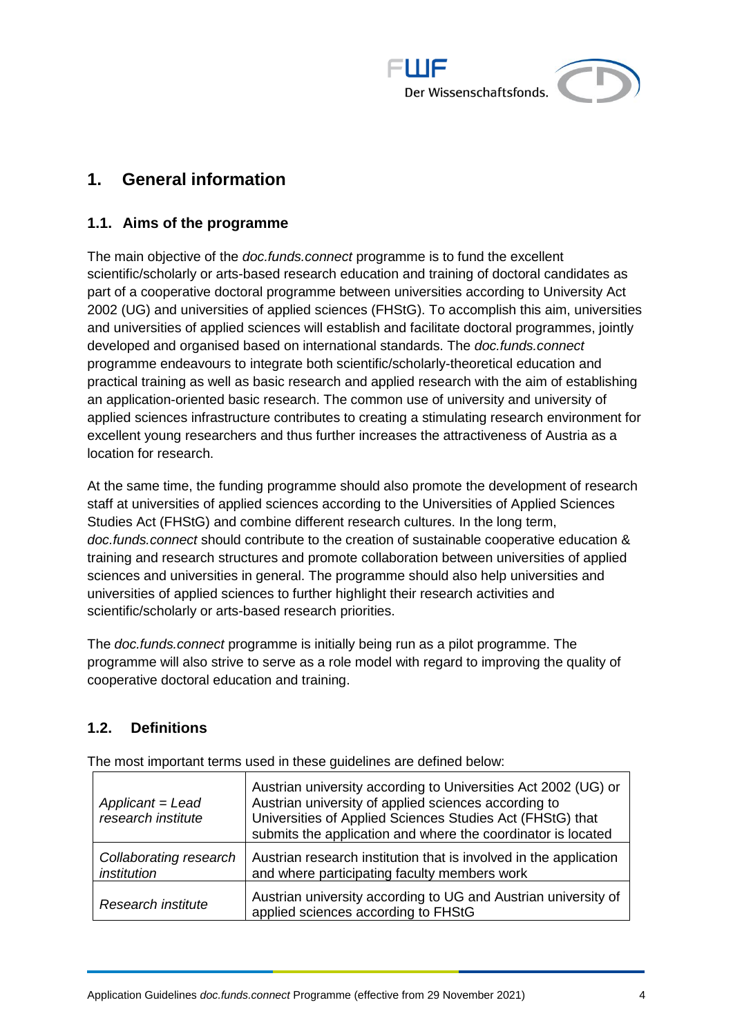# 1. General information

## 1.1. Aims of the programme

The main objective of the *doc.funds.connect* programme is to fund the excellent scientific/scholarly or arts-based research education and training of doctoral candidates as part of a cooperative doctoral programme between universities according to University Act 2002 (UG) and universities of applied sciences (FHStG). To accomplish this aim, universities and universities of applied sciences will establish and facilitate doctoral programmes, jointly developed and organised based on international standards. The *doc.funds.connect* programme endeavours to integrate both scientific/scholarly-theoretical education and practical training as well as basic research and applied research with the aim of establishing an application-oriented basic research. The common use of university and university of applied sciences infrastructure contributes to creating a stimulating research environment for excellent young researchers and thus further increases the attractiveness of Austria as a location for research.

At the same time, the funding programme should also promote the development of research staff at universities of applied sciences according to the Universities of Applied Sciences Studies Act (FHStG) and combine different research cultures. In the long term, *doc.funds.connect* should contribute to the creation of sustainable cooperative education & training and research structures and promote collaboration between universities of applied sciences and universities in general. The programme should also help universities and universities of applied sciences to further highlight their research activities and scientific/scholarly or arts-based research priorities.

The *doc.funds.connect* programme is initially being run as a pilot programme. The programme will also strive to serve as a role model with regard to improving the quality of cooperative doctoral education and training.

## 1.2. Definitions

The most important terms used in these guidelines are defined below:

| | |
|---|---|
| *Applicant = Lead research institute* | Austrian university according to Universities Act 2002 (UG) or Austrian university of applied sciences according to Universities of Applied Sciences Studies Act (FHStG) that submits the application and where the coordinator is located |
| *Collaborating research institution* | Austrian research institution that is involved in the application and where participating faculty members work |
| *Research institute* | Austrian university according to UG and Austrian university of applied sciences according to FHStG |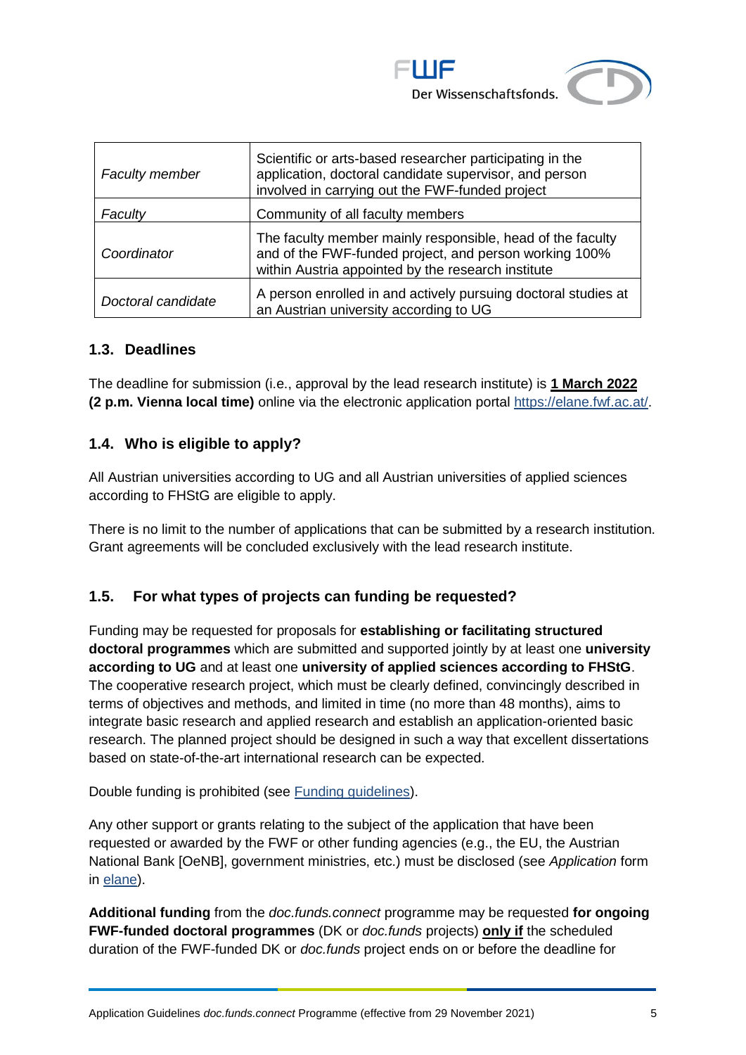| | |
|---|---|
| *Faculty member* | Scientific or arts-based researcher participating in the application, doctoral candidate supervisor, and person involved in carrying out the FWF-funded project |
| *Faculty* | Community of all faculty members |
| *Coordinator* | The faculty member mainly responsible, head of the faculty and of the FWF-funded project, and person working 100% within Austria appointed by the research institute |
| *Doctoral candidate* | A person enrolled in and actively pursuing doctoral studies at an Austrian university according to UG |

## 1.3. Deadlines

The deadline for submission (i.e., approval by the lead research institute) is **1 March 2022 (2 p.m. Vienna local time)** online via the electronic application portal https://elane.fwf.ac.at/.

## 1.4. Who is eligible to apply?

All Austrian universities according to UG and all Austrian universities of applied sciences according to FHStG are eligible to apply.

There is no limit to the number of applications that can be submitted by a research institution. Grant agreements will be concluded exclusively with the lead research institute.

## 1.5. For what types of projects can funding be requested?

Funding may be requested for proposals for **establishing or facilitating structured doctoral programmes** which are submitted and supported jointly by at least one **university according to UG** and at least one **university of applied sciences according to FHStG**. The cooperative research project, which must be clearly defined, convincingly described in terms of objectives and methods, and limited in time (no more than 48 months), aims to integrate basic research and applied research and establish an application-oriented basic research. The planned project should be designed in such a way that excellent dissertations based on state-of-the-art international research can be expected.

Double funding is prohibited (see Funding guidelines).

Any other support or grants relating to the subject of the application that have been requested or awarded by the FWF or other funding agencies (e.g., the EU, the Austrian National Bank [OeNB], government ministries, etc.) must be disclosed (see *Application* form in elane).

**Additional funding** from the *doc.funds.connect* programme may be requested **for ongoing FWF-funded doctoral programmes** (DK or *doc.funds* projects) **only if** the scheduled duration of the FWF-funded DK or *doc.funds* project ends on or before the deadline for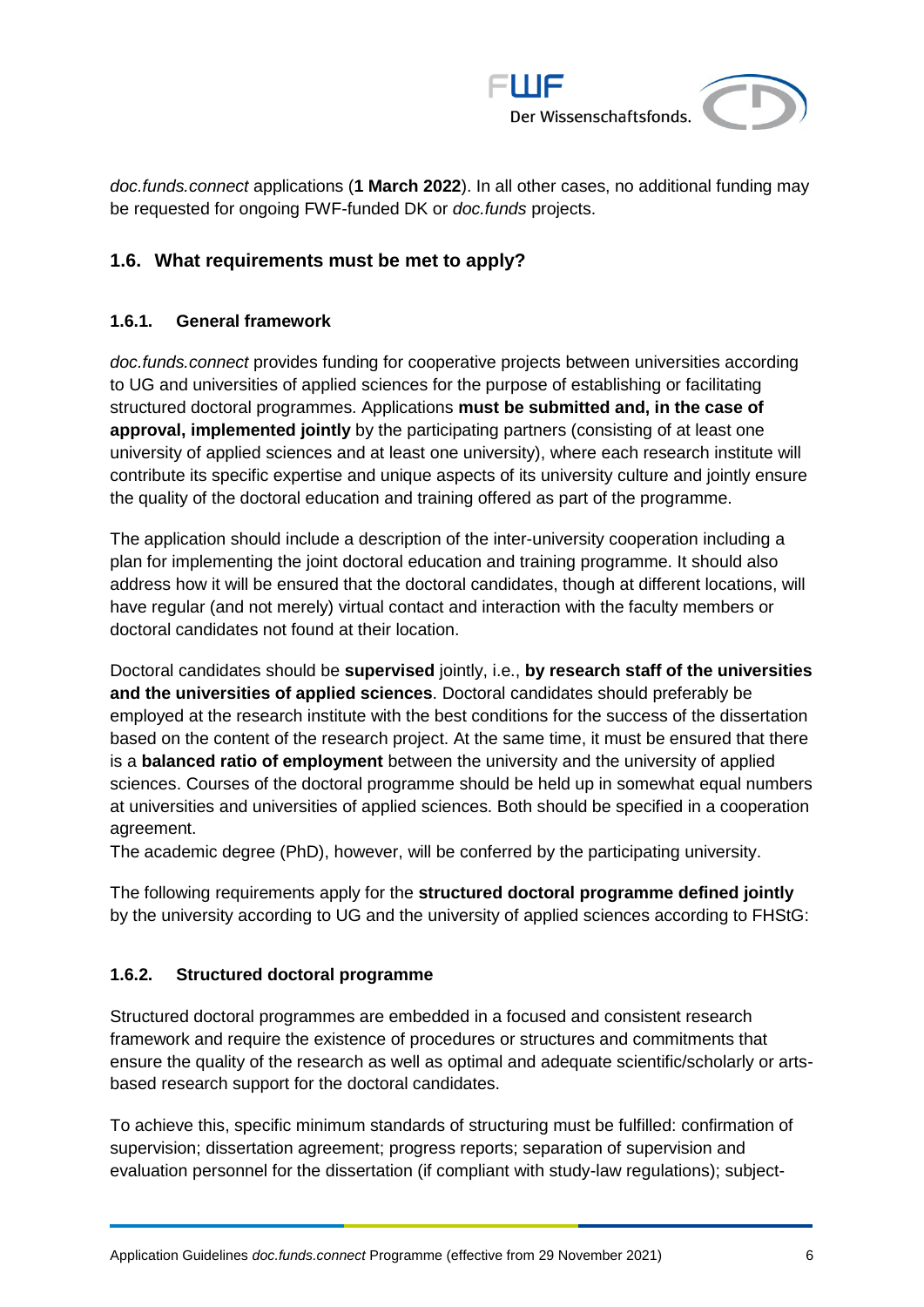*doc.funds.connect* applications (**1 March 2022**). In all other cases, no additional funding may be requested for ongoing FWF-funded DK or *doc.funds* projects.

## 1.6. What requirements must be met to apply?

### 1.6.1. General framework

*doc.funds.connect* provides funding for cooperative projects between universities according to UG and universities of applied sciences for the purpose of establishing or facilitating structured doctoral programmes. Applications **must be submitted and, in the case of approval, implemented jointly** by the participating partners (consisting of at least one university of applied sciences and at least one university), where each research institute will contribute its specific expertise and unique aspects of its university culture and jointly ensure the quality of the doctoral education and training offered as part of the programme.

The application should include a description of the inter-university cooperation including a plan for implementing the joint doctoral education and training programme. It should also address how it will be ensured that the doctoral candidates, though at different locations, will have regular (and not merely) virtual contact and interaction with the faculty members or doctoral candidates not found at their location.

Doctoral candidates should be **supervised** jointly, i.e., **by research staff of the universities and the universities of applied sciences**. Doctoral candidates should preferably be employed at the research institute with the best conditions for the success of the dissertation based on the content of the research project. At the same time, it must be ensured that there is a **balanced ratio of employment** between the university and the university of applied sciences. Courses of the doctoral programme should be held up in somewhat equal numbers at universities and universities of applied sciences. Both should be specified in a cooperation agreement.
The academic degree (PhD), however, will be conferred by the participating university.

The following requirements apply for the **structured doctoral programme defined jointly** by the university according to UG and the university of applied sciences according to FHStG:

### 1.6.2. Structured doctoral programme

Structured doctoral programmes are embedded in a focused and consistent research framework and require the existence of procedures or structures and commitments that ensure the quality of the research as well as optimal and adequate scientific/scholarly or arts-based research support for the doctoral candidates.

To achieve this, specific minimum standards of structuring must be fulfilled: confirmation of supervision; dissertation agreement; progress reports; separation of supervision and evaluation personnel for the dissertation (if compliant with study-law regulations); subject-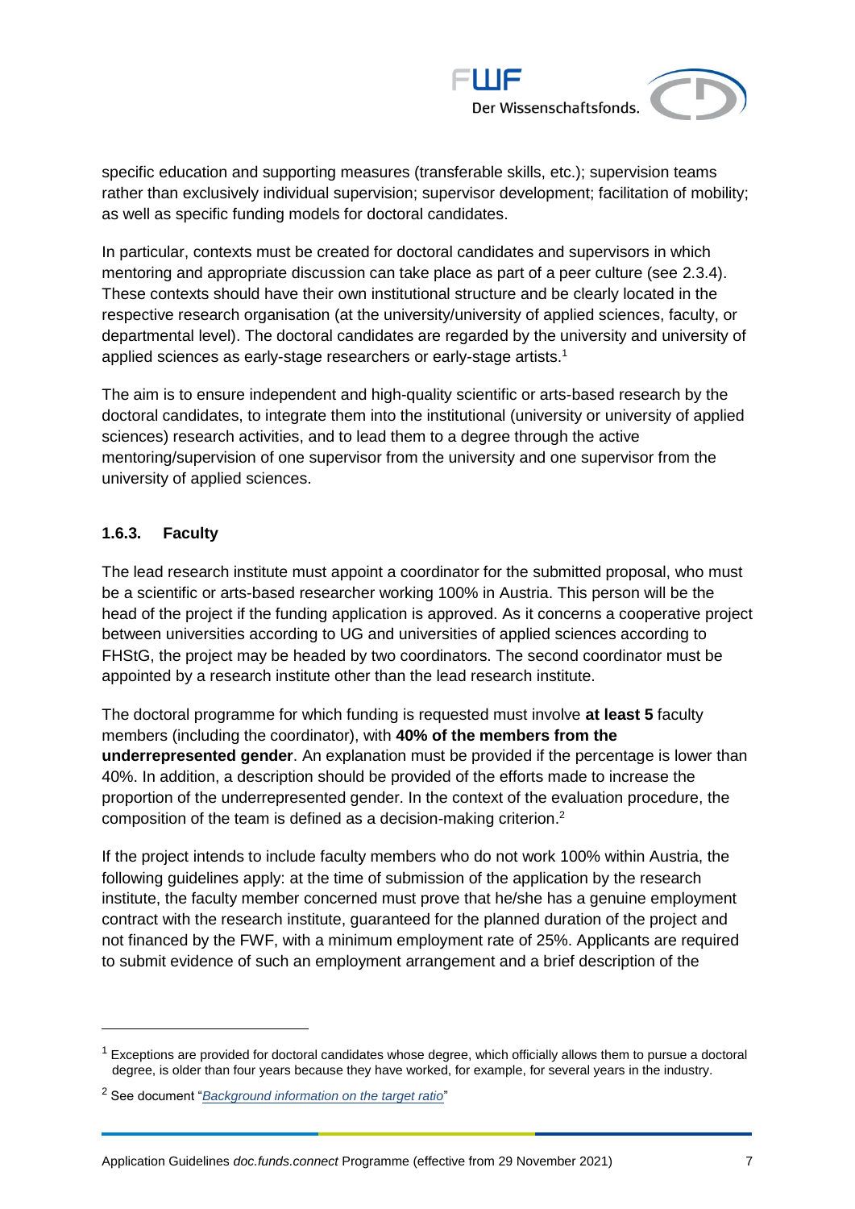specific education and supporting measures (transferable skills, etc.); supervision teams rather than exclusively individual supervision; supervisor development; facilitation of mobility; as well as specific funding models for doctoral candidates.

In particular, contexts must be created for doctoral candidates and supervisors in which mentoring and appropriate discussion can take place as part of a peer culture (see 2.3.4). These contexts should have their own institutional structure and be clearly located in the respective research organisation (at the university/university of applied sciences, faculty, or departmental level). The doctoral candidates are regarded by the university and university of applied sciences as early-stage researchers or early-stage artists.[1]

The aim is to ensure independent and high-quality scientific or arts-based research by the doctoral candidates, to integrate them into the institutional (university or university of applied sciences) research activities, and to lead them to a degree through the active mentoring/supervision of one supervisor from the university and one supervisor from the university of applied sciences.

### 1.6.3. Faculty

The lead research institute must appoint a coordinator for the submitted proposal, who must be a scientific or arts-based researcher working 100% in Austria. This person will be the head of the project if the funding application is approved. As it concerns a cooperative project between universities according to UG and universities of applied sciences according to FHStG, the project may be headed by two coordinators. The second coordinator must be appointed by a research institute other than the lead research institute.

The doctoral programme for which funding is requested must involve **at least 5** faculty members (including the coordinator), with **40% of the members from the underrepresented gender**. An explanation must be provided if the percentage is lower than 40%. In addition, a description should be provided of the efforts made to increase the proportion of the underrepresented gender. In the context of the evaluation procedure, the composition of the team is defined as a decision-making criterion.[2]

If the project intends to include faculty members who do not work 100% within Austria, the following guidelines apply: at the time of submission of the application by the research institute, the faculty member concerned must prove that he/she has a genuine employment contract with the research institute, guaranteed for the planned duration of the project and not financed by the FWF, with a minimum employment rate of 25%. Applicants are required to submit evidence of such an employment arrangement and a brief description of the

---

[1] Exceptions are provided for doctoral candidates whose degree, which officially allows them to pursue a doctoral degree, is older than four years because they have worked, for example, for several years in the industry.

[2] See document "*Background information on the target ratio*"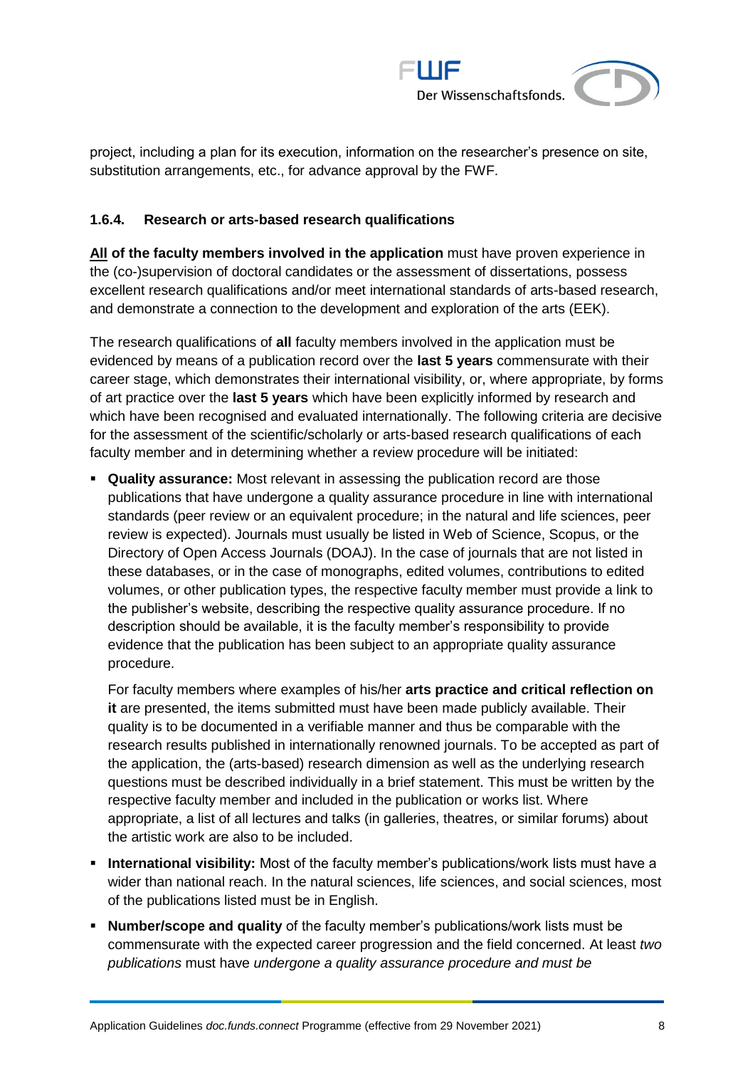project, including a plan for its execution, information on the researcher's presence on site, substitution arrangements, etc., for advance approval by the FWF.

### 1.6.4. Research or arts-based research qualifications

**All of the faculty members involved in the application** must have proven experience in the (co-)supervision of doctoral candidates or the assessment of dissertations, possess excellent research qualifications and/or meet international standards of arts-based research, and demonstrate a connection to the development and exploration of the arts (EEK).

The research qualifications of **all** faculty members involved in the application must be evidenced by means of a publication record over the **last 5 years** commensurate with their career stage, which demonstrates their international visibility, or, where appropriate, by forms of art practice over the **last 5 years** which have been explicitly informed by research and which have been recognised and evaluated internationally. The following criteria are decisive for the assessment of the scientific/scholarly or arts-based research qualifications of each faculty member and in determining whether a review procedure will be initiated:

- **Quality assurance:** Most relevant in assessing the publication record are those publications that have undergone a quality assurance procedure in line with international standards (peer review or an equivalent procedure; in the natural and life sciences, peer review is expected). Journals must usually be listed in Web of Science, Scopus, or the Directory of Open Access Journals (DOAJ). In the case of journals that are not listed in these databases, or in the case of monographs, edited volumes, contributions to edited volumes, or other publication types, the respective faculty member must provide a link to the publisher's website, describing the respective quality assurance procedure. If no description should be available, it is the faculty member's responsibility to provide evidence that the publication has been subject to an appropriate quality assurance procedure.

  For faculty members where examples of his/her **arts practice and critical reflection on it** are presented, the items submitted must have been made publicly available. Their quality is to be documented in a verifiable manner and thus be comparable with the research results published in internationally renowned journals. To be accepted as part of the application, the (arts-based) research dimension as well as the underlying research questions must be described individually in a brief statement. This must be written by the respective faculty member and included in the publication or works list. Where appropriate, a list of all lectures and talks (in galleries, theatres, or similar forums) about the artistic work are also to be included.

- **International visibility:** Most of the faculty member's publications/work lists must have a wider than national reach. In the natural sciences, life sciences, and social sciences, most of the publications listed must be in English.

- **Number/scope and quality** of the faculty member's publications/work lists must be commensurate with the expected career progression and the field concerned. At least *two publications* must have *undergone a quality assurance procedure and must be*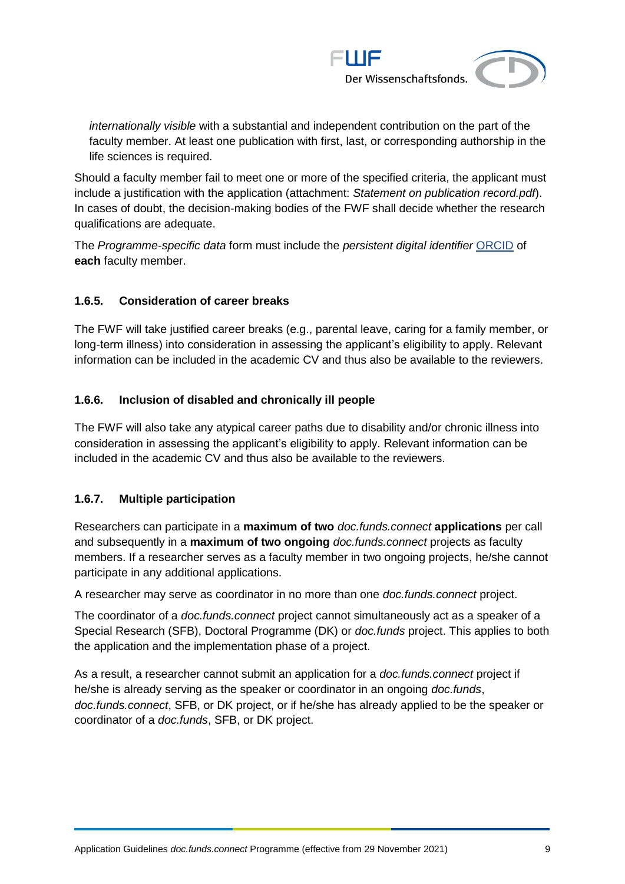*internationally visible* with a substantial and independent contribution on the part of the faculty member. At least one publication with first, last, or corresponding authorship in the life sciences is required.

Should a faculty member fail to meet one or more of the specified criteria, the applicant must include a justification with the application (attachment: *Statement on publication record.pdf*). In cases of doubt, the decision-making bodies of the FWF shall decide whether the research qualifications are adequate.

The *Programme-specific data* form must include the *persistent digital identifier* ORCID of **each** faculty member.

### 1.6.5. Consideration of career breaks

The FWF will take justified career breaks (e.g., parental leave, caring for a family member, or long-term illness) into consideration in assessing the applicant's eligibility to apply. Relevant information can be included in the academic CV and thus also be available to the reviewers.

### 1.6.6. Inclusion of disabled and chronically ill people

The FWF will also take any atypical career paths due to disability and/or chronic illness into consideration in assessing the applicant's eligibility to apply. Relevant information can be included in the academic CV and thus also be available to the reviewers.

### 1.6.7. Multiple participation

Researchers can participate in a **maximum of two** *doc.funds.connect* **applications** per call and subsequently in a **maximum of two ongoing** *doc.funds.connect* projects as faculty members. If a researcher serves as a faculty member in two ongoing projects, he/she cannot participate in any additional applications.

A researcher may serve as coordinator in no more than one *doc.funds.connect* project.

The coordinator of a *doc.funds.connect* project cannot simultaneously act as a speaker of a Special Research (SFB), Doctoral Programme (DK) or *doc.funds* project. This applies to both the application and the implementation phase of a project.

As a result, a researcher cannot submit an application for a *doc.funds.connect* project if he/she is already serving as the speaker or coordinator in an ongoing *doc.funds*, *doc.funds.connect*, SFB, or DK project, or if he/she has already applied to be the speaker or coordinator of a *doc.funds*, SFB, or DK project.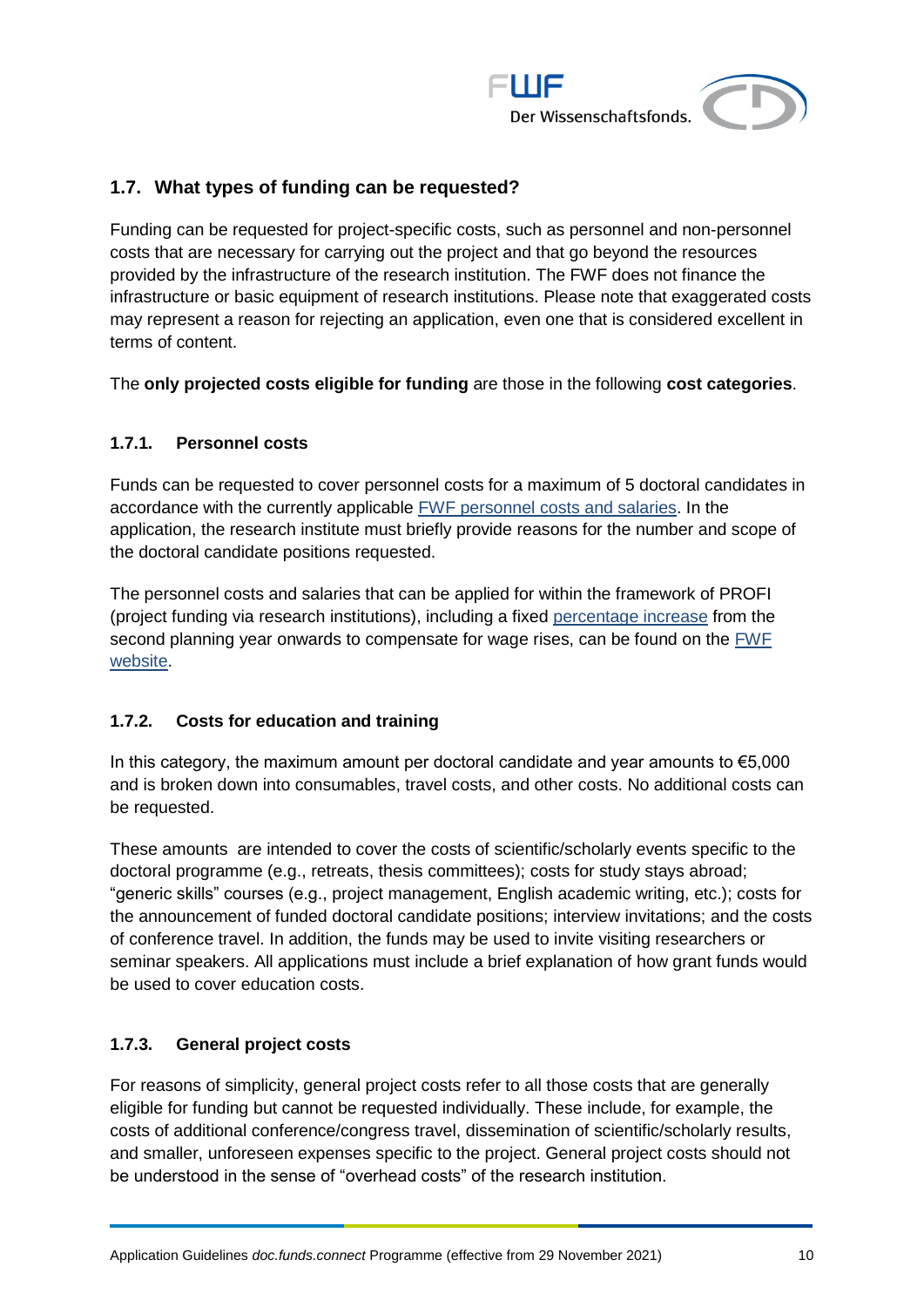## 1.7. What types of funding can be requested?

Funding can be requested for project-specific costs, such as personnel and non-personnel costs that are necessary for carrying out the project and that go beyond the resources provided by the infrastructure of the research institution. The FWF does not finance the infrastructure or basic equipment of research institutions. Please note that exaggerated costs may represent a reason for rejecting an application, even one that is considered excellent in terms of content.

The **only projected costs eligible for funding** are those in the following **cost categories**.

### 1.7.1. Personnel costs

Funds can be requested to cover personnel costs for a maximum of 5 doctoral candidates in accordance with the currently applicable [FWF personnel costs and salaries](). In the application, the research institute must briefly provide reasons for the number and scope of the doctoral candidate positions requested.

The personnel costs and salaries that can be applied for within the framework of PROFI (project funding via research institutions), including a fixed [percentage increase]() from the second planning year onwards to compensate for wage rises, can be found on the [FWF website]().

### 1.7.2. Costs for education and training

In this category, the maximum amount per doctoral candidate and year amounts to €5,000 and is broken down into consumables, travel costs, and other costs. No additional costs can be requested.

These amounts are intended to cover the costs of scientific/scholarly events specific to the doctoral programme (e.g., retreats, thesis committees); costs for study stays abroad; "generic skills" courses (e.g., project management, English academic writing, etc.); costs for the announcement of funded doctoral candidate positions; interview invitations; and the costs of conference travel. In addition, the funds may be used to invite visiting researchers or seminar speakers. All applications must include a brief explanation of how grant funds would be used to cover education costs.

### 1.7.3. General project costs

For reasons of simplicity, general project costs refer to all those costs that are generally eligible for funding but cannot be requested individually. These include, for example, the costs of additional conference/congress travel, dissemination of scientific/scholarly results, and smaller, unforeseen expenses specific to the project. General project costs should not be understood in the sense of "overhead costs" of the research institution.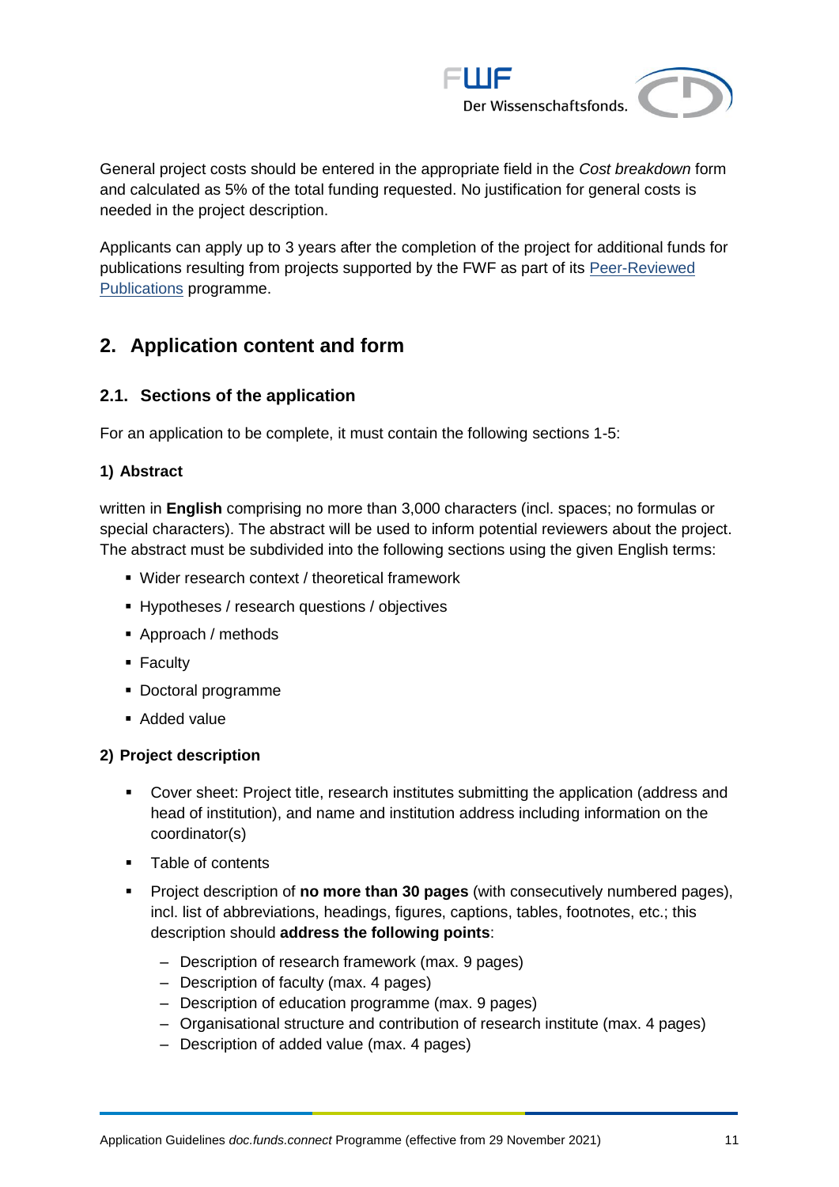General project costs should be entered in the appropriate field in the *Cost breakdown* form and calculated as 5% of the total funding requested. No justification for general costs is needed in the project description.

Applicants can apply up to 3 years after the completion of the project for additional funds for publications resulting from projects supported by the FWF as part of its [Peer-Reviewed Publications]() programme.

## 2. Application content and form

### 2.1. Sections of the application

For an application to be complete, it must contain the following sections 1-5:

#### 1) Abstract

written in **English** comprising no more than 3,000 characters (incl. spaces; no formulas or special characters). The abstract will be used to inform potential reviewers about the project. The abstract must be subdivided into the following sections using the given English terms:

- Wider research context / theoretical framework
- Hypotheses / research questions / objectives
- Approach / methods
- Faculty
- Doctoral programme
- Added value

#### 2) Project description

- Cover sheet: Project title, research institutes submitting the application (address and head of institution), and name and institution address including information on the coordinator(s)
- Table of contents
- Project description of **no more than 30 pages** (with consecutively numbered pages), incl. list of abbreviations, headings, figures, captions, tables, footnotes, etc.; this description should **address the following points**:
  - Description of research framework (max. 9 pages)
  - Description of faculty (max. 4 pages)
  - Description of education programme (max. 9 pages)
  - Organisational structure and contribution of research institute (max. 4 pages)
  - Description of added value (max. 4 pages)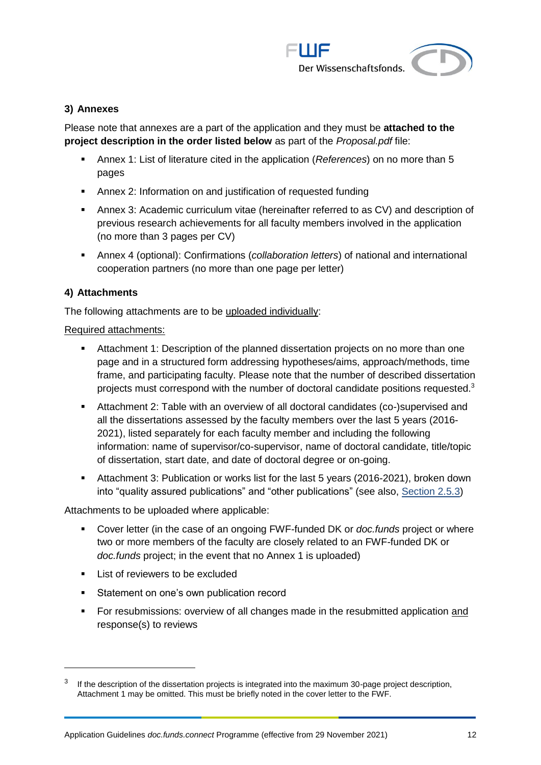### 3) Annexes

Please note that annexes are a part of the application and they must be **attached to the project description in the order listed below** as part of the *Proposal.pdf* file:

- Annex 1: List of literature cited in the application (*References*) on no more than 5 pages
- Annex 2: Information on and justification of requested funding
- Annex 3: Academic curriculum vitae (hereinafter referred to as CV) and description of previous research achievements for all faculty members involved in the application (no more than 3 pages per CV)
- Annex 4 (optional): Confirmations (*collaboration letters*) of national and international cooperation partners (no more than one page per letter)

### 4) Attachments

The following attachments are to be uploaded individually:

Required attachments:

- Attachment 1: Description of the planned dissertation projects on no more than one page and in a structured form addressing hypotheses/aims, approach/methods, time frame, and participating faculty. Please note that the number of described dissertation projects must correspond with the number of doctoral candidate positions requested.[3]
- Attachment 2: Table with an overview of all doctoral candidates (co-)supervised and all the dissertations assessed by the faculty members over the last 5 years (2016-2021), listed separately for each faculty member and including the following information: name of supervisor/co-supervisor, name of doctoral candidate, title/topic of dissertation, start date, and date of doctoral degree or on-going.
- Attachment 3: Publication or works list for the last 5 years (2016-2021), broken down into "quality assured publications" and "other publications" (see also, Section 2.5.3)

Attachments to be uploaded where applicable:

- Cover letter (in the case of an ongoing FWF-funded DK or *doc.funds* project or where two or more members of the faculty are closely related to an FWF-funded DK or *doc.funds* project; in the event that no Annex 1 is uploaded)
- List of reviewers to be excluded
- Statement on one's own publication record
- For resubmissions: overview of all changes made in the resubmitted application and response(s) to reviews

[3] If the description of the dissertation projects is integrated into the maximum 30-page project description, Attachment 1 may be omitted. This must be briefly noted in the cover letter to the FWF.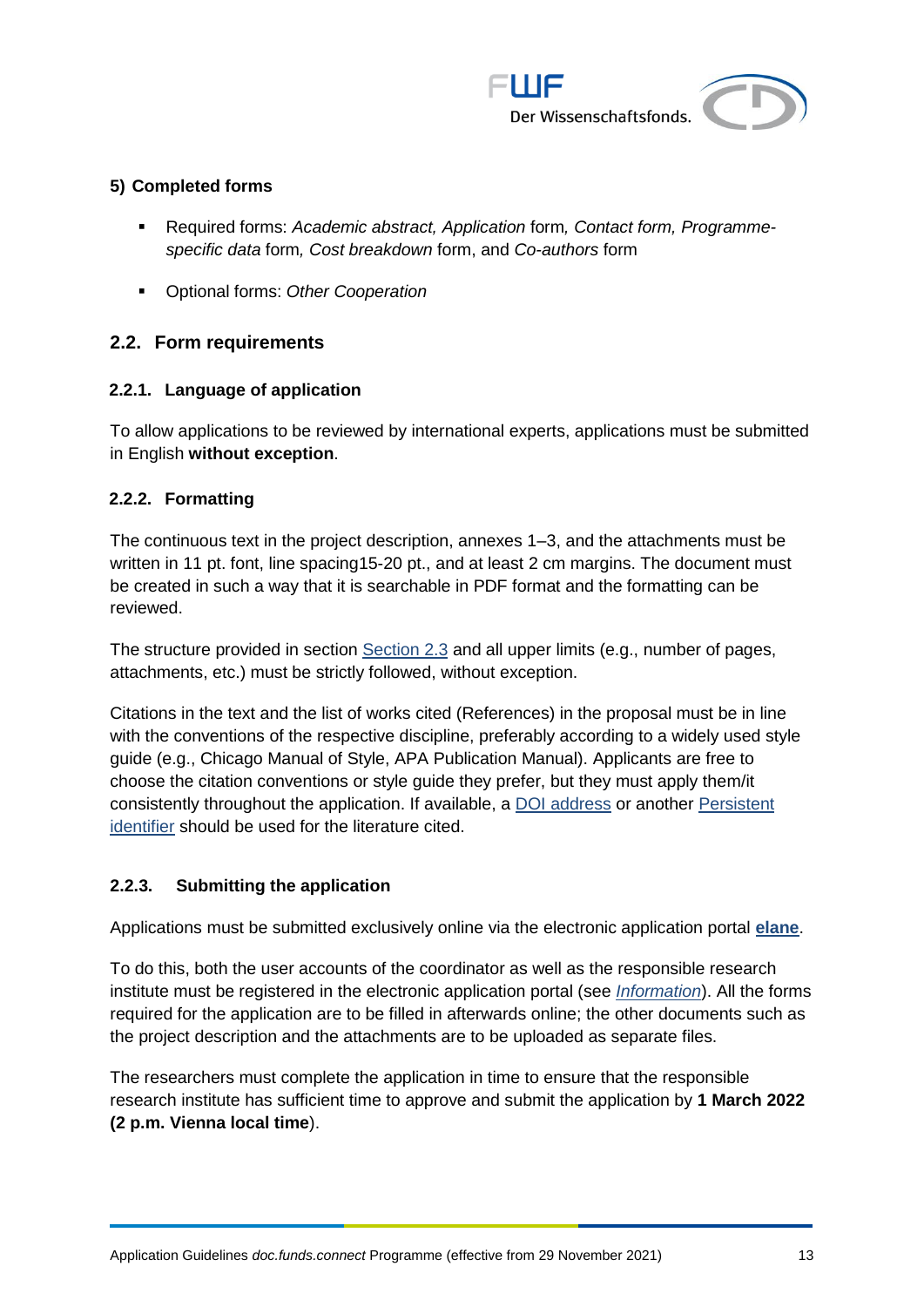**5) Completed forms**

- Required forms: *Academic abstract, Application* form*, Contact form, Programme-specific data* form*, Cost breakdown* form, and *Co-authors* form
- Optional forms: *Other Cooperation*

## 2.2. Form requirements

### 2.2.1. Language of application

To allow applications to be reviewed by international experts, applications must be submitted in English **without exception**.

### 2.2.2. Formatting

The continuous text in the project description, annexes 1–3, and the attachments must be written in 11 pt. font, line spacing15-20 pt., and at least 2 cm margins. The document must be created in such a way that it is searchable in PDF format and the formatting can be reviewed.

The structure provided in section Section 2.3 and all upper limits (e.g., number of pages, attachments, etc.) must be strictly followed, without exception.

Citations in the text and the list of works cited (References) in the proposal must be in line with the conventions of the respective discipline, preferably according to a widely used style guide (e.g., Chicago Manual of Style, APA Publication Manual). Applicants are free to choose the citation conventions or style guide they prefer, but they must apply them/it consistently throughout the application. If available, a DOI address or another Persistent identifier should be used for the literature cited.

### 2.2.3. Submitting the application

Applications must be submitted exclusively online via the electronic application portal **elane**.

To do this, both the user accounts of the coordinator as well as the responsible research institute must be registered in the electronic application portal (see *Information*). All the forms required for the application are to be filled in afterwards online; the other documents such as the project description and the attachments are to be uploaded as separate files.

The researchers must complete the application in time to ensure that the responsible research institute has sufficient time to approve and submit the application by **1 March 2022 (2 p.m. Vienna local time**).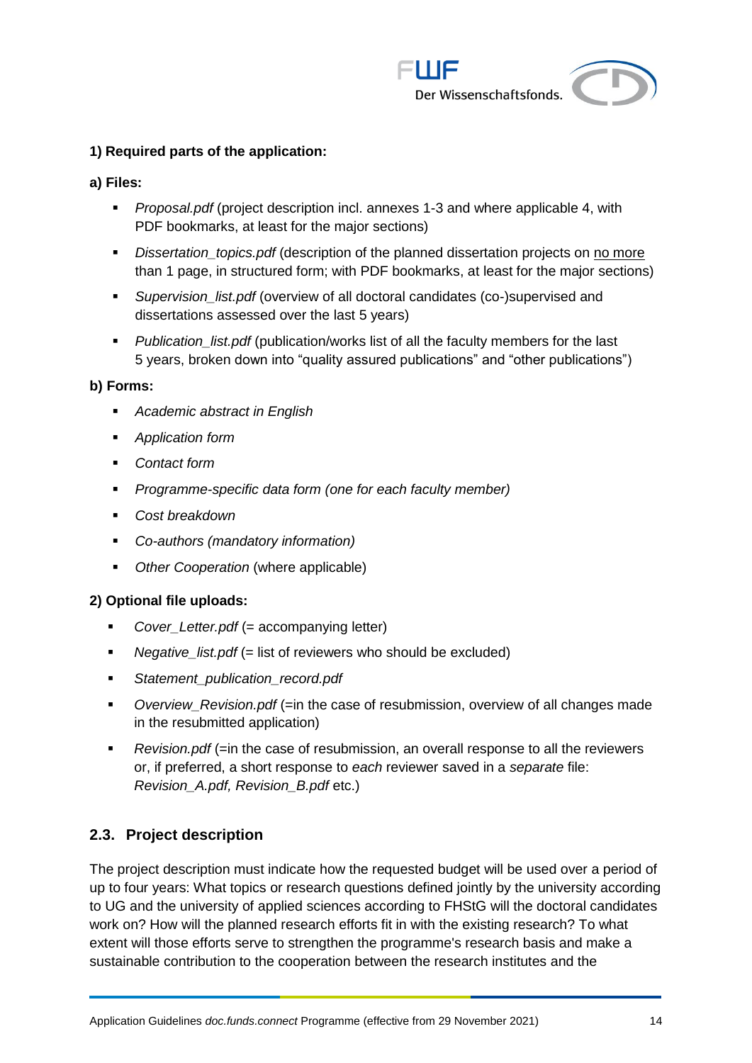**1) Required parts of the application:**

**a) Files:**

- *Proposal.pdf* (project description incl. annexes 1-3 and where applicable 4, with PDF bookmarks, at least for the major sections)
- *Dissertation_topics.pdf* (description of the planned dissertation projects on no more than 1 page, in structured form; with PDF bookmarks, at least for the major sections)
- *Supervision_list.pdf* (overview of all doctoral candidates (co-)supervised and dissertations assessed over the last 5 years)
- *Publication_list.pdf* (publication/works list of all the faculty members for the last 5 years, broken down into "quality assured publications" and "other publications")

**b) Forms:**

- *Academic abstract in English*
- *Application form*
- *Contact form*
- *Programme-specific data form (one for each faculty member)*
- *Cost breakdown*
- *Co-authors (mandatory information)*
- *Other Cooperation* (where applicable)

**2) Optional file uploads:**

- *Cover_Letter.pdf* (= accompanying letter)
- *Negative_list.pdf* (= list of reviewers who should be excluded)
- *Statement_publication_record.pdf*
- *Overview_Revision.pdf* (=in the case of resubmission, overview of all changes made in the resubmitted application)
- *Revision.pdf* (=in the case of resubmission, an overall response to all the reviewers or, if preferred, a short response to *each* reviewer saved in a *separate* file: *Revision_A.pdf, Revision_B.pdf* etc.)

## 2.3. Project description

The project description must indicate how the requested budget will be used over a period of up to four years: What topics or research questions defined jointly by the university according to UG and the university of applied sciences according to FHStG will the doctoral candidates work on? How will the planned research efforts fit in with the existing research? To what extent will those efforts serve to strengthen the programme's research basis and make a sustainable contribution to the cooperation between the research institutes and the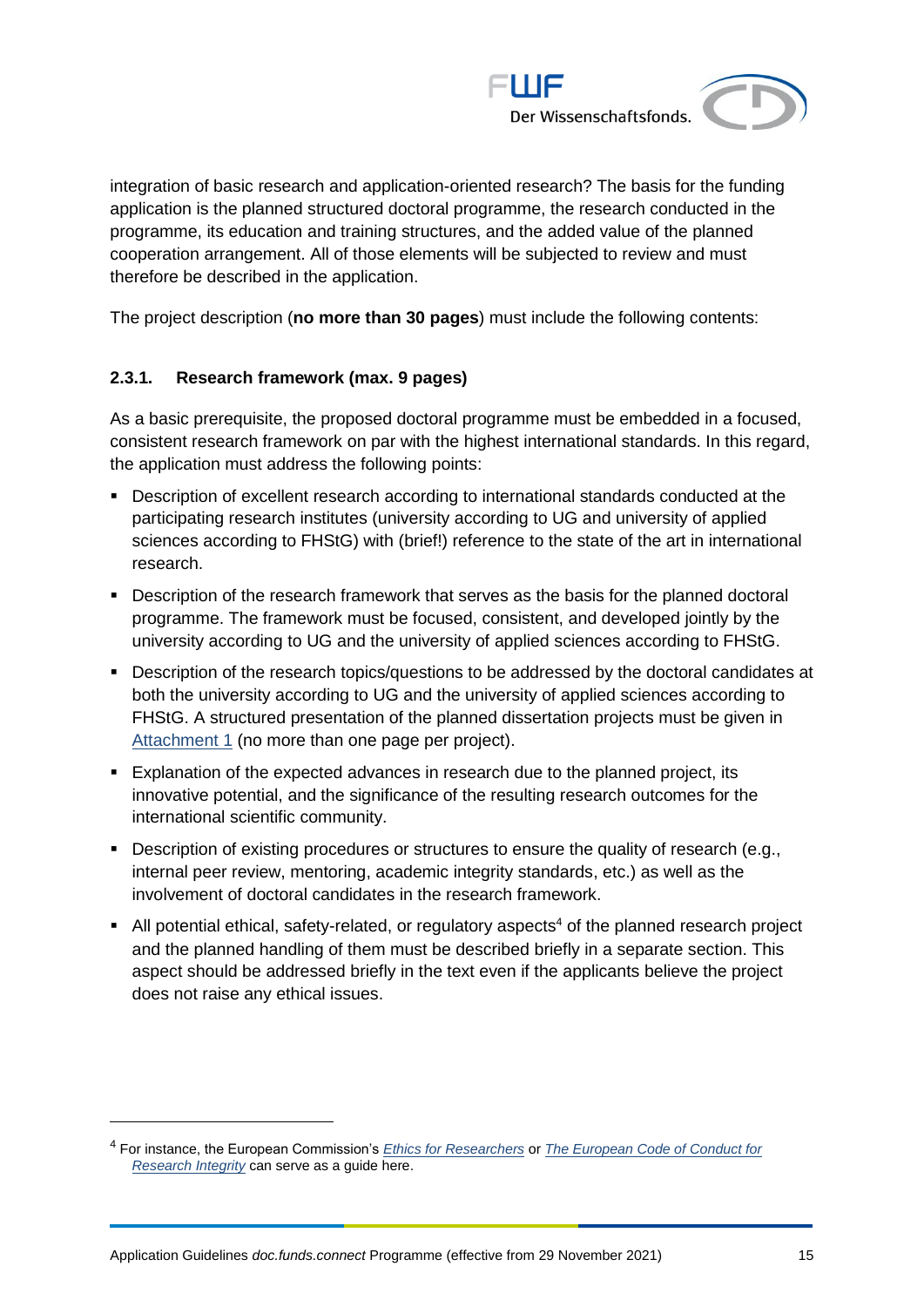integration of basic research and application-oriented research? The basis for the funding application is the planned structured doctoral programme, the research conducted in the programme, its education and training structures, and the added value of the planned cooperation arrangement. All of those elements will be subjected to review and must therefore be described in the application.

The project description (**no more than 30 pages**) must include the following contents:

### 2.3.1. Research framework (max. 9 pages)

As a basic prerequisite, the proposed doctoral programme must be embedded in a focused, consistent research framework on par with the highest international standards. In this regard, the application must address the following points:

- Description of excellent research according to international standards conducted at the participating research institutes (university according to UG and university of applied sciences according to FHStG) with (brief!) reference to the state of the art in international research.
- Description of the research framework that serves as the basis for the planned doctoral programme. The framework must be focused, consistent, and developed jointly by the university according to UG and the university of applied sciences according to FHStG.
- Description of the research topics/questions to be addressed by the doctoral candidates at both the university according to UG and the university of applied sciences according to FHStG. A structured presentation of the planned dissertation projects must be given in Attachment 1 (no more than one page per project).
- Explanation of the expected advances in research due to the planned project, its innovative potential, and the significance of the resulting research outcomes for the international scientific community.
- Description of existing procedures or structures to ensure the quality of research (e.g., internal peer review, mentoring, academic integrity standards, etc.) as well as the involvement of doctoral candidates in the research framework.
- All potential ethical, safety-related, or regulatory aspects[4] of the planned research project and the planned handling of them must be described briefly in a separate section. This aspect should be addressed briefly in the text even if the applicants believe the project does not raise any ethical issues.

---

[4] For instance, the European Commission's *Ethics for Researchers* or *The European Code of Conduct for Research Integrity* can serve as a guide here.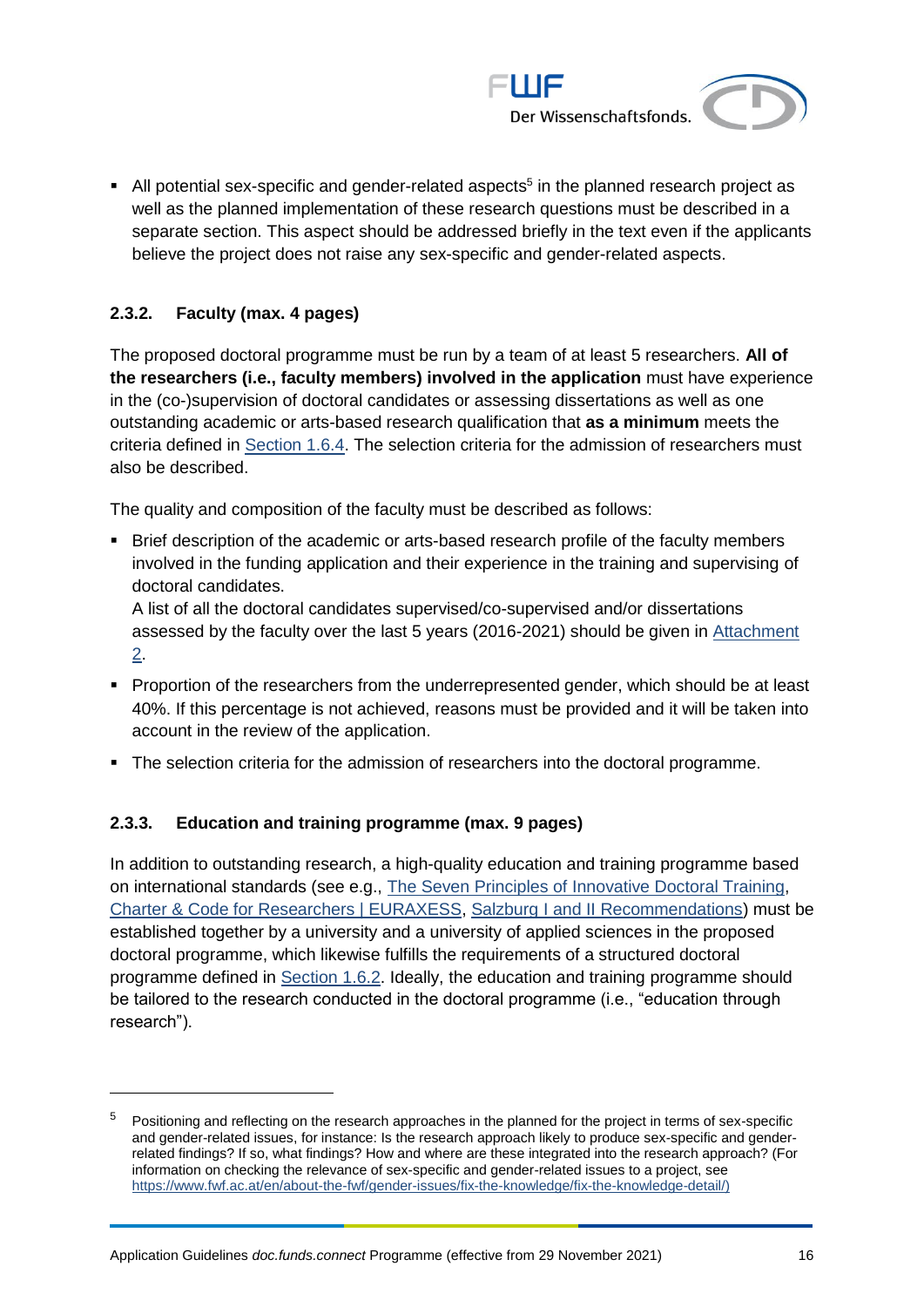- All potential sex-specific and gender-related aspects[5] in the planned research project as well as the planned implementation of these research questions must be described in a separate section. This aspect should be addressed briefly in the text even if the applicants believe the project does not raise any sex-specific and gender-related aspects.

### 2.3.2. Faculty (max. 4 pages)

The proposed doctoral programme must be run by a team of at least 5 researchers. **All of the researchers (i.e., faculty members) involved in the application** must have experience in the (co-)supervision of doctoral candidates or assessing dissertations as well as one outstanding academic or arts-based research qualification that **as a minimum** meets the criteria defined in Section 1.6.4. The selection criteria for the admission of researchers must also be described.

The quality and composition of the faculty must be described as follows:

- Brief description of the academic or arts-based research profile of the faculty members involved in the funding application and their experience in the training and supervising of doctoral candidates.
  A list of all the doctoral candidates supervised/co-supervised and/or dissertations assessed by the faculty over the last 5 years (2016-2021) should be given in Attachment 2.
- Proportion of the researchers from the underrepresented gender, which should be at least 40%. If this percentage is not achieved, reasons must be provided and it will be taken into account in the review of the application.
- The selection criteria for the admission of researchers into the doctoral programme.

### 2.3.3. Education and training programme (max. 9 pages)

In addition to outstanding research, a high-quality education and training programme based on international standards (see e.g., The Seven Principles of Innovative Doctoral Training, Charter & Code for Researchers | EURAXESS, Salzburg I and II Recommendations) must be established together by a university and a university of applied sciences in the proposed doctoral programme, which likewise fulfills the requirements of a structured doctoral programme defined in Section 1.6.2. Ideally, the education and training programme should be tailored to the research conducted in the doctoral programme (i.e., "education through research").

---

[5] Positioning and reflecting on the research approaches in the planned for the project in terms of sex-specific and gender-related issues, for instance: Is the research approach likely to produce sex-specific and gender-related findings? If so, what findings? How and where are these integrated into the research approach? (For information on checking the relevance of sex-specific and gender-related issues to a project, see https://www.fwf.ac.at/en/about-the-fwf/gender-issues/fix-the-knowledge/fix-the-knowledge-detail/)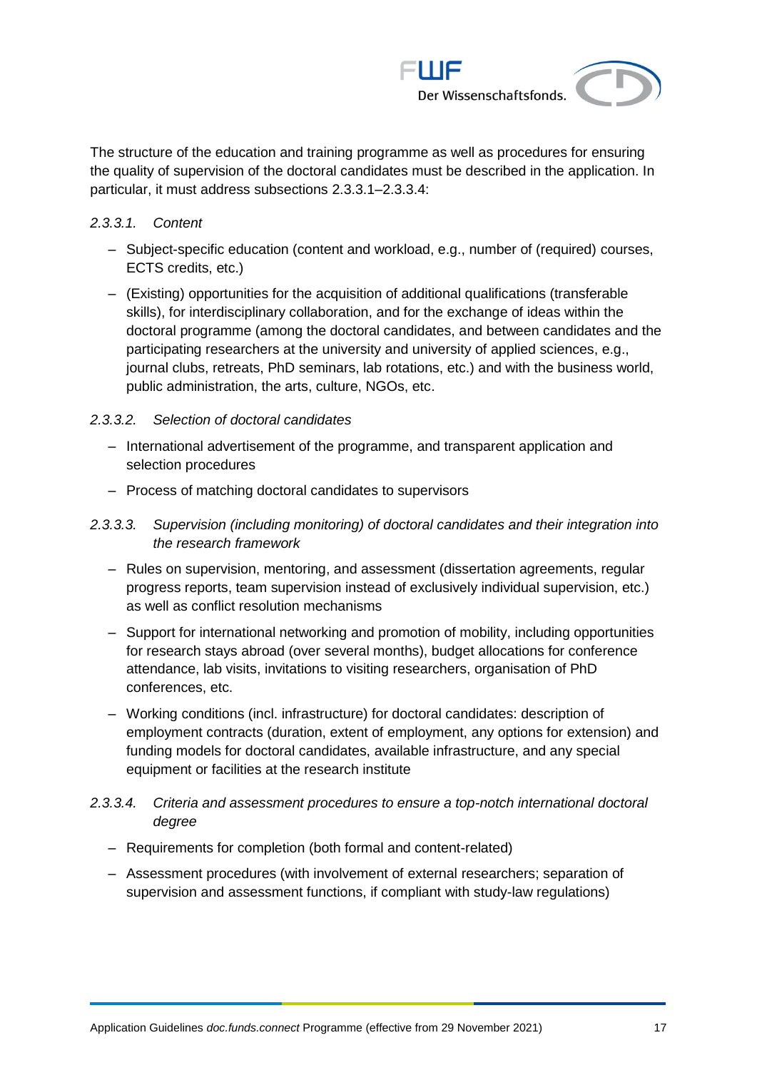The structure of the education and training programme as well as procedures for ensuring the quality of supervision of the doctoral candidates must be described in the application. In particular, it must address subsections 2.3.3.1–2.3.3.4:

#### *2.3.3.1. Content*

- Subject-specific education (content and workload, e.g., number of (required) courses, ECTS credits, etc.)
- (Existing) opportunities for the acquisition of additional qualifications (transferable skills), for interdisciplinary collaboration, and for the exchange of ideas within the doctoral programme (among the doctoral candidates, and between candidates and the participating researchers at the university and university of applied sciences, e.g., journal clubs, retreats, PhD seminars, lab rotations, etc.) and with the business world, public administration, the arts, culture, NGOs, etc.

#### *2.3.3.2. Selection of doctoral candidates*

- International advertisement of the programme, and transparent application and selection procedures
- Process of matching doctoral candidates to supervisors

#### *2.3.3.3. Supervision (including monitoring) of doctoral candidates and their integration into the research framework*

- Rules on supervision, mentoring, and assessment (dissertation agreements, regular progress reports, team supervision instead of exclusively individual supervision, etc.) as well as conflict resolution mechanisms
- Support for international networking and promotion of mobility, including opportunities for research stays abroad (over several months), budget allocations for conference attendance, lab visits, invitations to visiting researchers, organisation of PhD conferences, etc.
- Working conditions (incl. infrastructure) for doctoral candidates: description of employment contracts (duration, extent of employment, any options for extension) and funding models for doctoral candidates, available infrastructure, and any special equipment or facilities at the research institute

#### *2.3.3.4. Criteria and assessment procedures to ensure a top-notch international doctoral degree*

- Requirements for completion (both formal and content-related)
- Assessment procedures (with involvement of external researchers; separation of supervision and assessment functions, if compliant with study-law regulations)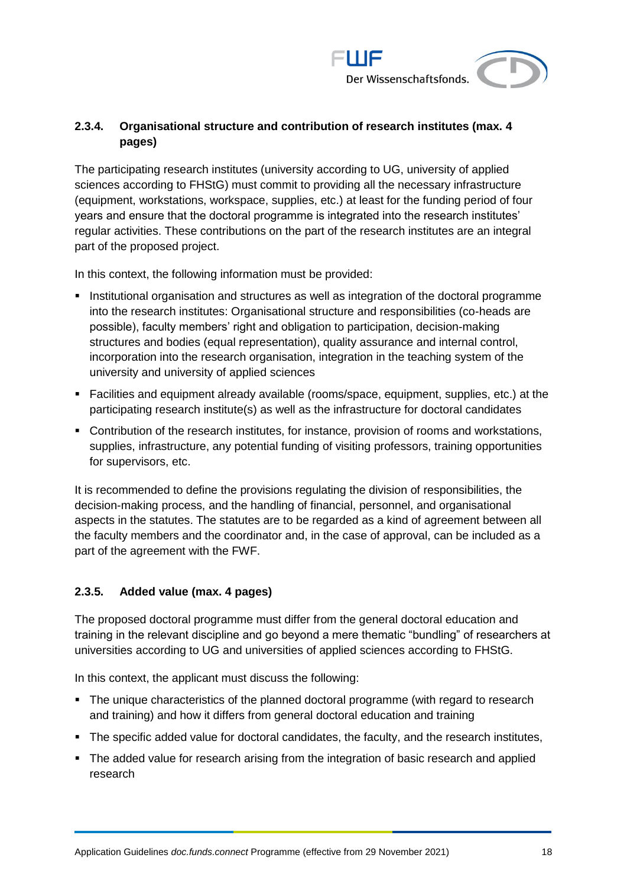#### 2.3.4. Organisational structure and contribution of research institutes (max. 4 pages)

The participating research institutes (university according to UG, university of applied sciences according to FHStG) must commit to providing all the necessary infrastructure (equipment, workstations, workspace, supplies, etc.) at least for the funding period of four years and ensure that the doctoral programme is integrated into the research institutes' regular activities. These contributions on the part of the research institutes are an integral part of the proposed project.

In this context, the following information must be provided:

- Institutional organisation and structures as well as integration of the doctoral programme into the research institutes: Organisational structure and responsibilities (co-heads are possible), faculty members' right and obligation to participation, decision-making structures and bodies (equal representation), quality assurance and internal control, incorporation into the research organisation, integration in the teaching system of the university and university of applied sciences
- Facilities and equipment already available (rooms/space, equipment, supplies, etc.) at the participating research institute(s) as well as the infrastructure for doctoral candidates
- Contribution of the research institutes, for instance, provision of rooms and workstations, supplies, infrastructure, any potential funding of visiting professors, training opportunities for supervisors, etc.

It is recommended to define the provisions regulating the division of responsibilities, the decision-making process, and the handling of financial, personnel, and organisational aspects in the statutes. The statutes are to be regarded as a kind of agreement between all the faculty members and the coordinator and, in the case of approval, can be included as a part of the agreement with the FWF.

#### 2.3.5. Added value (max. 4 pages)

The proposed doctoral programme must differ from the general doctoral education and training in the relevant discipline and go beyond a mere thematic "bundling" of researchers at universities according to UG and universities of applied sciences according to FHStG.

In this context, the applicant must discuss the following:

- The unique characteristics of the planned doctoral programme (with regard to research and training) and how it differs from general doctoral education and training
- The specific added value for doctoral candidates, the faculty, and the research institutes,
- The added value for research arising from the integration of basic research and applied research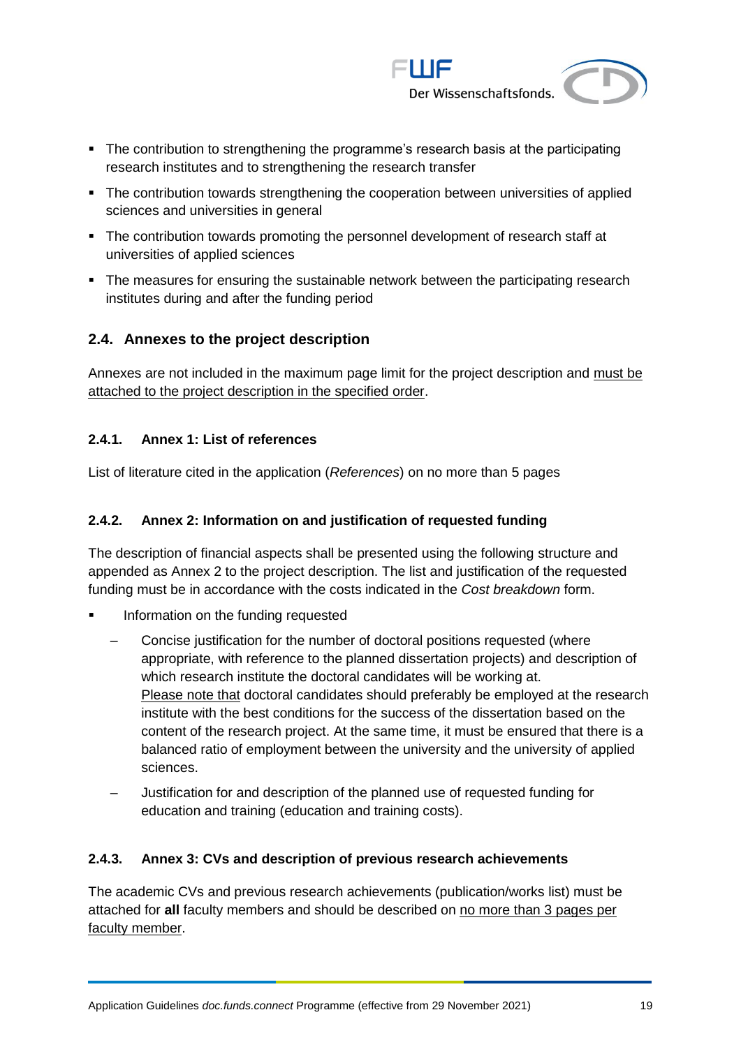- The contribution to strengthening the programme's research basis at the participating research institutes and to strengthening the research transfer
- The contribution towards strengthening the cooperation between universities of applied sciences and universities in general
- The contribution towards promoting the personnel development of research staff at universities of applied sciences
- The measures for ensuring the sustainable network between the participating research institutes during and after the funding period

## 2.4. Annexes to the project description

Annexes are not included in the maximum page limit for the project description and <u>must be attached to the project description in the specified order</u>.

### 2.4.1. Annex 1: List of references

List of literature cited in the application (*References*) on no more than 5 pages

### 2.4.2. Annex 2: Information on and justification of requested funding

The description of financial aspects shall be presented using the following structure and appended as Annex 2 to the project description. The list and justification of the requested funding must be in accordance with the costs indicated in the *Cost breakdown* form.

- Information on the funding requested
  - Concise justification for the number of doctoral positions requested (where appropriate, with reference to the planned dissertation projects) and description of which research institute the doctoral candidates will be working at.
    <u>Please note that</u> doctoral candidates should preferably be employed at the research institute with the best conditions for the success of the dissertation based on the content of the research project. At the same time, it must be ensured that there is a balanced ratio of employment between the university and the university of applied sciences.
  - Justification for and description of the planned use of requested funding for education and training (education and training costs).

### 2.4.3. Annex 3: CVs and description of previous research achievements

The academic CVs and previous research achievements (publication/works list) must be attached for **all** faculty members and should be described on <u>no more than 3 pages per faculty member</u>.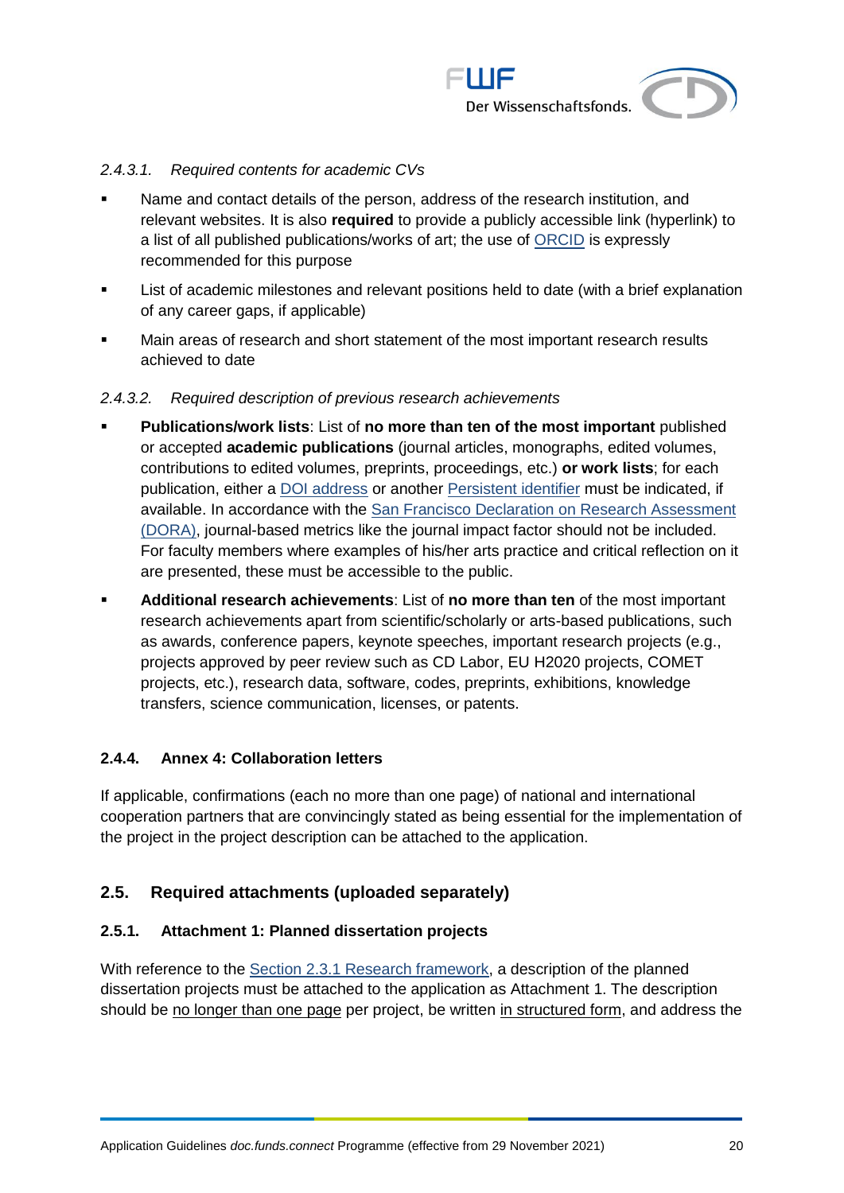#### *2.4.3.1. Required contents for academic CVs*

- Name and contact details of the person, address of the research institution, and relevant websites. It is also **required** to provide a publicly accessible link (hyperlink) to a list of all published publications/works of art; the use of ORCID is expressly recommended for this purpose
- List of academic milestones and relevant positions held to date (with a brief explanation of any career gaps, if applicable)
- Main areas of research and short statement of the most important research results achieved to date

#### *2.4.3.2. Required description of previous research achievements*

- **Publications/work lists**: List of **no more than ten of the most important** published or accepted **academic publications** (journal articles, monographs, edited volumes, contributions to edited volumes, preprints, proceedings, etc.) **or work lists**; for each publication, either a DOI address or another Persistent identifier must be indicated, if available. In accordance with the San Francisco Declaration on Research Assessment (DORA), journal-based metrics like the journal impact factor should not be included. For faculty members where examples of his/her arts practice and critical reflection on it are presented, these must be accessible to the public.
- **Additional research achievements**: List of **no more than ten** of the most important research achievements apart from scientific/scholarly or arts-based publications, such as awards, conference papers, keynote speeches, important research projects (e.g., projects approved by peer review such as CD Labor, EU H2020 projects, COMET projects, etc.), research data, software, codes, preprints, exhibitions, knowledge transfers, science communication, licenses, or patents.

### 2.4.4. Annex 4: Collaboration letters

If applicable, confirmations (each no more than one page) of national and international cooperation partners that are convincingly stated as being essential for the implementation of the project in the project description can be attached to the application.

## 2.5. Required attachments (uploaded separately)

### 2.5.1. Attachment 1: Planned dissertation projects

With reference to the Section 2.3.1 Research framework, a description of the planned dissertation projects must be attached to the application as Attachment 1. The description should be no longer than one page per project, be written in structured form, and address the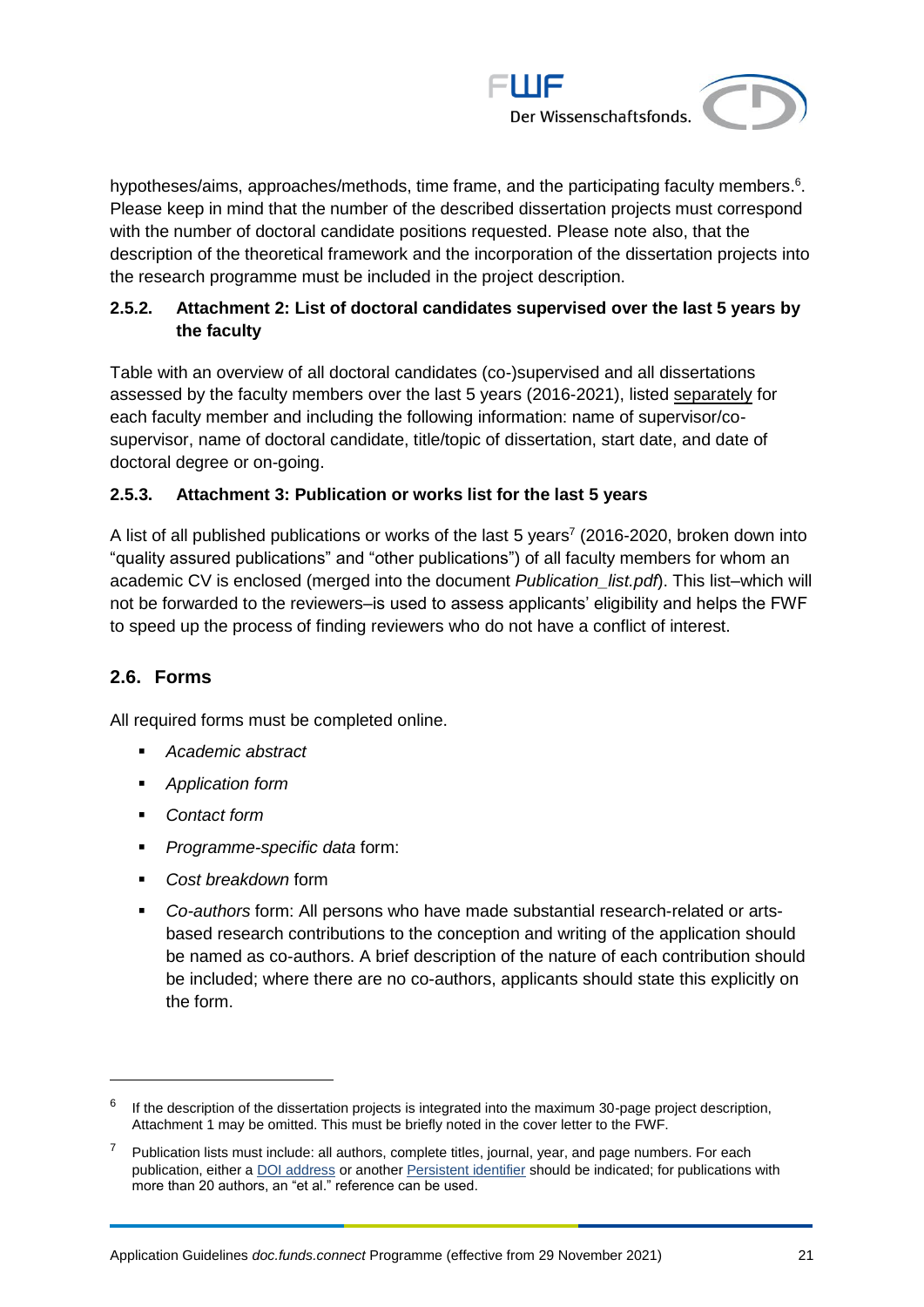hypotheses/aims, approaches/methods, time frame, and the participating faculty members.[6]. Please keep in mind that the number of the described dissertation projects must correspond with the number of doctoral candidate positions requested. Please note also, that the description of the theoretical framework and the incorporation of the dissertation projects into the research programme must be included in the project description.

#### 2.5.2. Attachment 2: List of doctoral candidates supervised over the last 5 years by the faculty

Table with an overview of all doctoral candidates (co-)supervised and all dissertations assessed by the faculty members over the last 5 years (2016-2021), listed separately for each faculty member and including the following information: name of supervisor/co-supervisor, name of doctoral candidate, title/topic of dissertation, start date, and date of doctoral degree or on-going.

#### 2.5.3. Attachment 3: Publication or works list for the last 5 years

A list of all published publications or works of the last 5 years[7] (2016-2020, broken down into "quality assured publications" and "other publications") of all faculty members for whom an academic CV is enclosed (merged into the document *Publication_list.pdf*). This list–which will not be forwarded to the reviewers–is used to assess applicants' eligibility and helps the FWF to speed up the process of finding reviewers who do not have a conflict of interest.

### 2.6. Forms

All required forms must be completed online.

- *Academic abstract*
- *Application form*
- *Contact form*
- *Programme-specific data* form:
- *Cost breakdown* form
- *Co-authors* form: All persons who have made substantial research-related or arts-based research contributions to the conception and writing of the application should be named as co-authors. A brief description of the nature of each contribution should be included; where there are no co-authors, applicants should state this explicitly on the form.

---

[6] If the description of the dissertation projects is integrated into the maximum 30-page project description, Attachment 1 may be omitted. This must be briefly noted in the cover letter to the FWF.

[7] Publication lists must include: all authors, complete titles, journal, year, and page numbers. For each publication, either a DOI address or another Persistent identifier should be indicated; for publications with more than 20 authors, an "et al." reference can be used.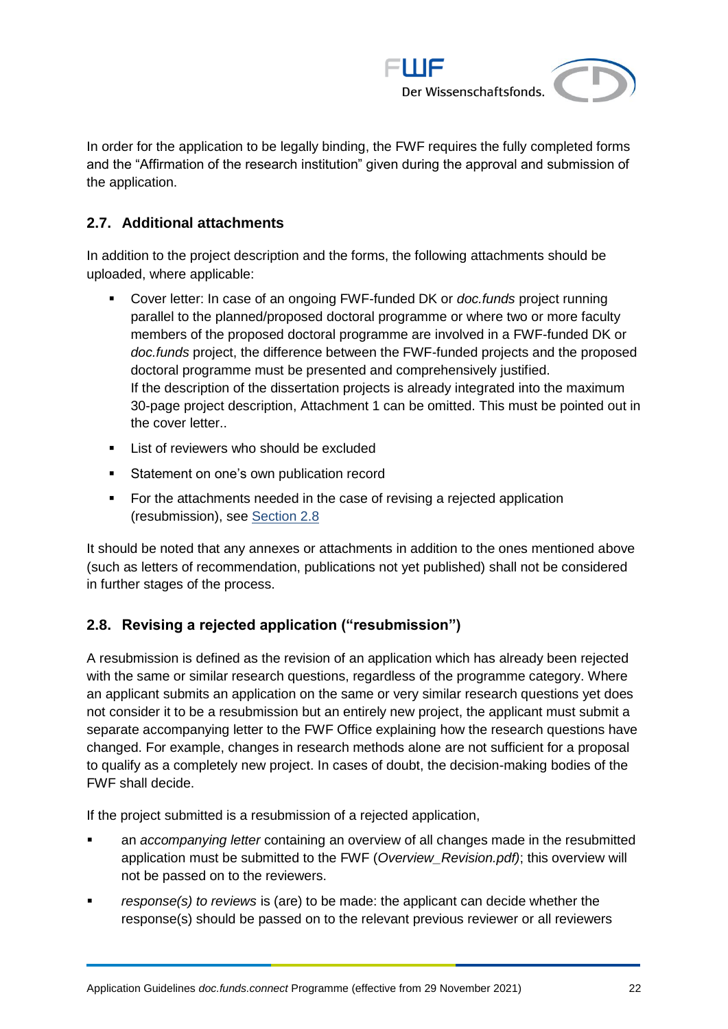In order for the application to be legally binding, the FWF requires the fully completed forms and the "Affirmation of the research institution" given during the approval and submission of the application.

## 2.7. Additional attachments

In addition to the project description and the forms, the following attachments should be uploaded, where applicable:

- Cover letter: In case of an ongoing FWF-funded DK or *doc.funds* project running parallel to the planned/proposed doctoral programme or where two or more faculty members of the proposed doctoral programme are involved in a FWF-funded DK or *doc.funds* project, the difference between the FWF-funded projects and the proposed doctoral programme must be presented and comprehensively justified.
  If the description of the dissertation projects is already integrated into the maximum 30-page project description, Attachment 1 can be omitted. This must be pointed out in the cover letter..
- List of reviewers who should be excluded
- Statement on one's own publication record
- For the attachments needed in the case of revising a rejected application (resubmission), see Section 2.8

It should be noted that any annexes or attachments in addition to the ones mentioned above (such as letters of recommendation, publications not yet published) shall not be considered in further stages of the process.

## 2.8. Revising a rejected application ("resubmission")

A resubmission is defined as the revision of an application which has already been rejected with the same or similar research questions, regardless of the programme category. Where an applicant submits an application on the same or very similar research questions yet does not consider it to be a resubmission but an entirely new project, the applicant must submit a separate accompanying letter to the FWF Office explaining how the research questions have changed. For example, changes in research methods alone are not sufficient for a proposal to qualify as a completely new project. In cases of doubt, the decision-making bodies of the FWF shall decide.

If the project submitted is a resubmission of a rejected application,

- an *accompanying letter* containing an overview of all changes made in the resubmitted application must be submitted to the FWF (*Overview_Revision.pdf)*; this overview will not be passed on to the reviewers.
- *response(s) to reviews* is (are) to be made: the applicant can decide whether the response(s) should be passed on to the relevant previous reviewer or all reviewers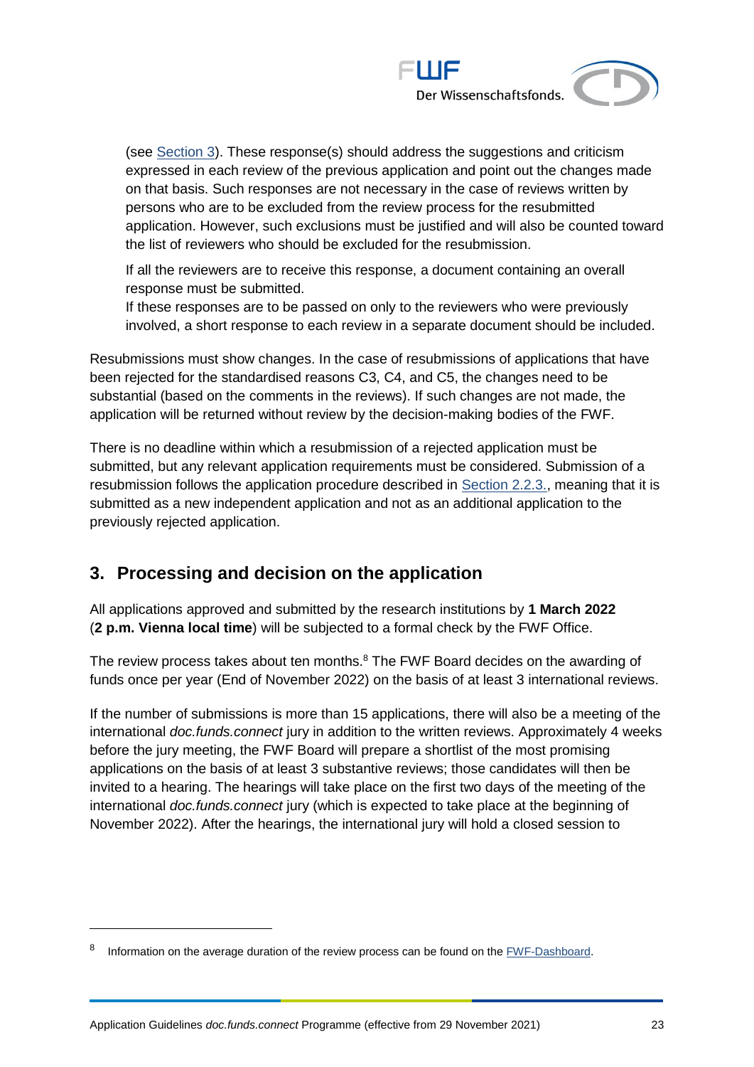(see Section 3). These response(s) should address the suggestions and criticism expressed in each review of the previous application and point out the changes made on that basis. Such responses are not necessary in the case of reviews written by persons who are to be excluded from the review process for the resubmitted application. However, such exclusions must be justified and will also be counted toward the list of reviewers who should be excluded for the resubmission.

If all the reviewers are to receive this response, a document containing an overall response must be submitted.
If these responses are to be passed on only to the reviewers who were previously involved, a short response to each review in a separate document should be included.

Resubmissions must show changes. In the case of resubmissions of applications that have been rejected for the standardised reasons C3, C4, and C5, the changes need to be substantial (based on the comments in the reviews). If such changes are not made, the application will be returned without review by the decision-making bodies of the FWF.

There is no deadline within which a resubmission of a rejected application must be submitted, but any relevant application requirements must be considered. Submission of a resubmission follows the application procedure described in Section 2.2.3., meaning that it is submitted as a new independent application and not as an additional application to the previously rejected application.

## 3. Processing and decision on the application

All applications approved and submitted by the research institutions by **1 March 2022** (**2 p.m. Vienna local time**) will be subjected to a formal check by the FWF Office.

The review process takes about ten months.[8] The FWF Board decides on the awarding of funds once per year (End of November 2022) on the basis of at least 3 international reviews.

If the number of submissions is more than 15 applications, there will also be a meeting of the international *doc.funds.connect* jury in addition to the written reviews. Approximately 4 weeks before the jury meeting, the FWF Board will prepare a shortlist of the most promising applications on the basis of at least 3 substantive reviews; those candidates will then be invited to a hearing. The hearings will take place on the first two days of the meeting of the international *doc.funds.connect* jury (which is expected to take place at the beginning of November 2022). After the hearings, the international jury will hold a closed session to

---

[8] Information on the average duration of the review process can be found on the FWF-Dashboard.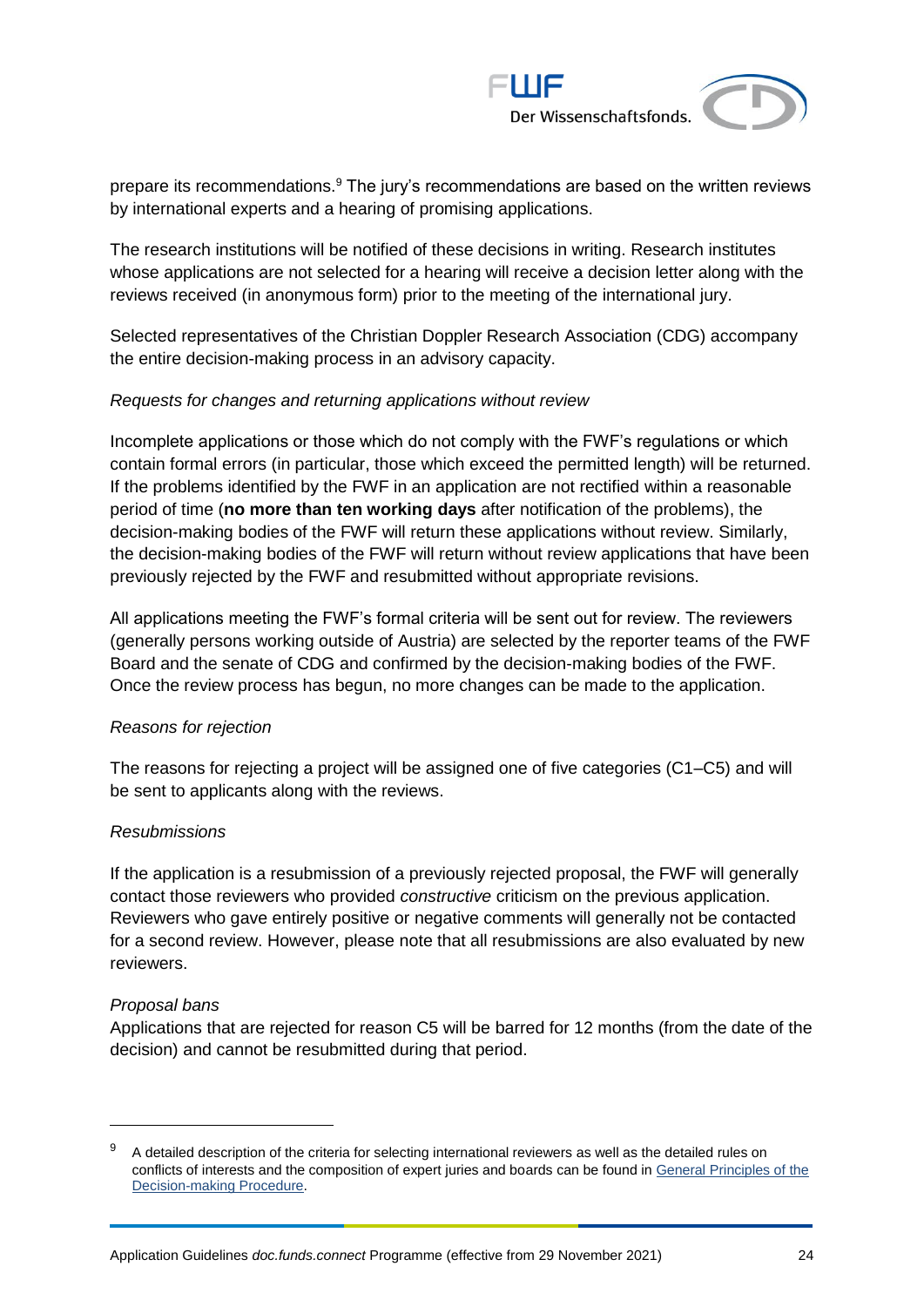prepare its recommendations.[9] The jury's recommendations are based on the written reviews by international experts and a hearing of promising applications.

The research institutions will be notified of these decisions in writing. Research institutes whose applications are not selected for a hearing will receive a decision letter along with the reviews received (in anonymous form) prior to the meeting of the international jury.

Selected representatives of the Christian Doppler Research Association (CDG) accompany the entire decision-making process in an advisory capacity.

*Requests for changes and returning applications without review*

Incomplete applications or those which do not comply with the FWF's regulations or which contain formal errors (in particular, those which exceed the permitted length) will be returned. If the problems identified by the FWF in an application are not rectified within a reasonable period of time (**no more than ten working days** after notification of the problems), the decision-making bodies of the FWF will return these applications without review. Similarly, the decision-making bodies of the FWF will return without review applications that have been previously rejected by the FWF and resubmitted without appropriate revisions.

All applications meeting the FWF's formal criteria will be sent out for review. The reviewers (generally persons working outside of Austria) are selected by the reporter teams of the FWF Board and the senate of CDG and confirmed by the decision-making bodies of the FWF. Once the review process has begun, no more changes can be made to the application.

*Reasons for rejection*

The reasons for rejecting a project will be assigned one of five categories (C1–C5) and will be sent to applicants along with the reviews.

*Resubmissions*

If the application is a resubmission of a previously rejected proposal, the FWF will generally contact those reviewers who provided *constructive* criticism on the previous application. Reviewers who gave entirely positive or negative comments will generally not be contacted for a second review. However, please note that all resubmissions are also evaluated by new reviewers.

*Proposal bans*

Applications that are rejected for reason C5 will be barred for 12 months (from the date of the decision) and cannot be resubmitted during that period.

---

[9] A detailed description of the criteria for selecting international reviewers as well as the detailed rules on conflicts of interests and the composition of expert juries and boards can be found in General Principles of the Decision-making Procedure.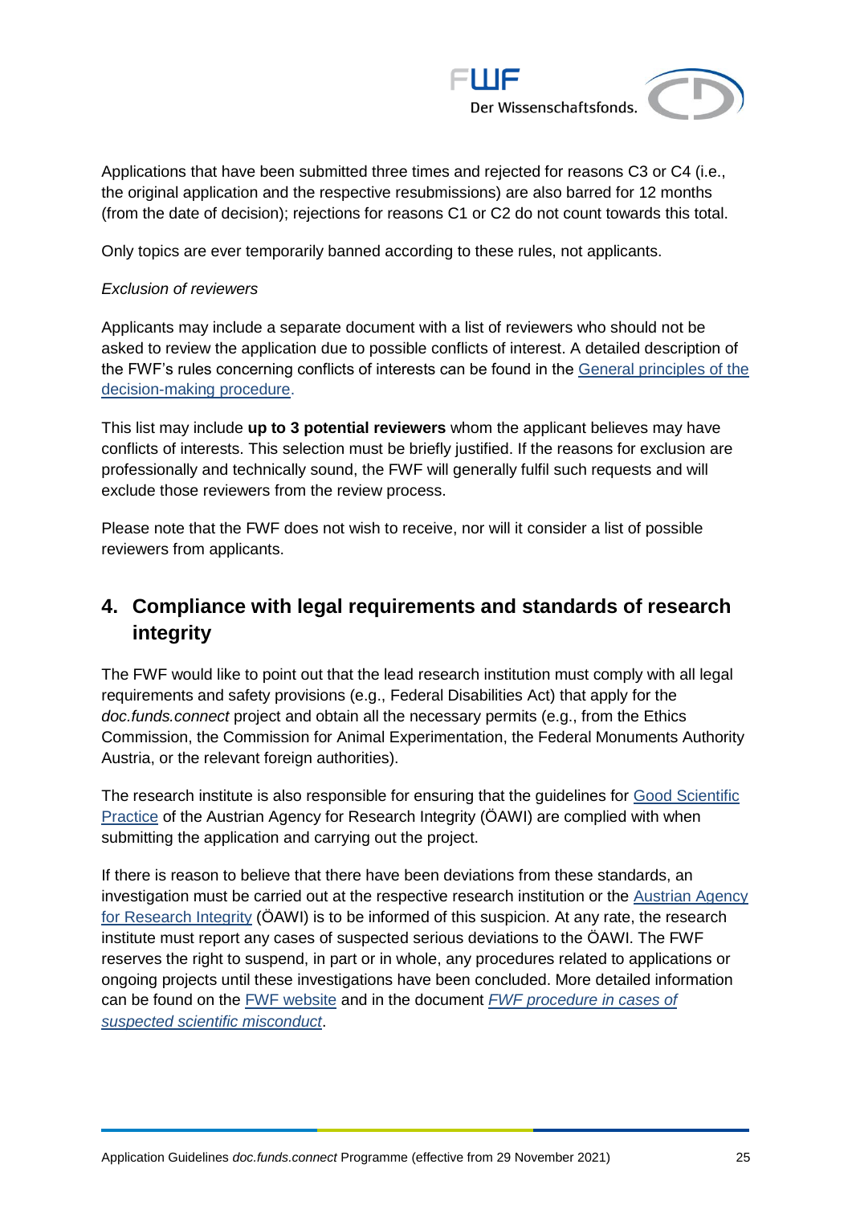Applications that have been submitted three times and rejected for reasons C3 or C4 (i.e., the original application and the respective resubmissions) are also barred for 12 months (from the date of decision); rejections for reasons C1 or C2 do not count towards this total.

Only topics are ever temporarily banned according to these rules, not applicants.

*Exclusion of reviewers*

Applicants may include a separate document with a list of reviewers who should not be asked to review the application due to possible conflicts of interest. A detailed description of the FWF's rules concerning conflicts of interests can be found in the General principles of the decision-making procedure.

This list may include **up to 3 potential reviewers** whom the applicant believes may have conflicts of interests. This selection must be briefly justified. If the reasons for exclusion are professionally and technically sound, the FWF will generally fulfil such requests and will exclude those reviewers from the review process.

Please note that the FWF does not wish to receive, nor will it consider a list of possible reviewers from applicants.

## 4. Compliance with legal requirements and standards of research integrity

The FWF would like to point out that the lead research institution must comply with all legal requirements and safety provisions (e.g., Federal Disabilities Act) that apply for the *doc.funds.connect* project and obtain all the necessary permits (e.g., from the Ethics Commission, the Commission for Animal Experimentation, the Federal Monuments Authority Austria, or the relevant foreign authorities).

The research institute is also responsible for ensuring that the guidelines for Good Scientific Practice of the Austrian Agency for Research Integrity (ÖAWI) are complied with when submitting the application and carrying out the project.

If there is reason to believe that there have been deviations from these standards, an investigation must be carried out at the respective research institution or the Austrian Agency for Research Integrity (ÖAWI) is to be informed of this suspicion. At any rate, the research institute must report any cases of suspected serious deviations to the ÖAWI. The FWF reserves the right to suspend, in part or in whole, any procedures related to applications or ongoing projects until these investigations have been concluded. More detailed information can be found on the FWF website and in the document *FWF procedure in cases of suspected scientific misconduct*.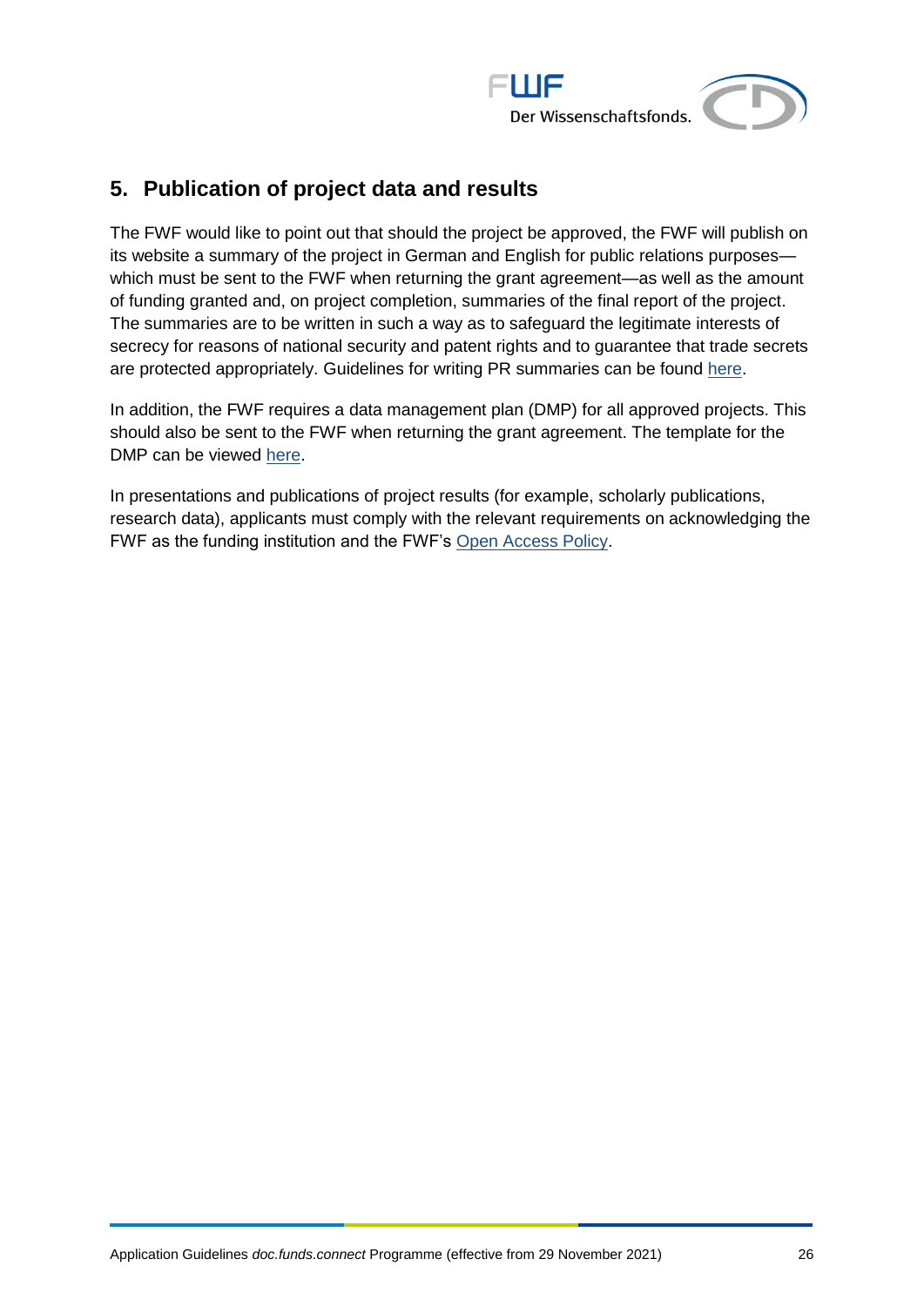## 5. Publication of project data and results

The FWF would like to point out that should the project be approved, the FWF will publish on its website a summary of the project in German and English for public relations purposes—which must be sent to the FWF when returning the grant agreement—as well as the amount of funding granted and, on project completion, summaries of the final report of the project. The summaries are to be written in such a way as to safeguard the legitimate interests of secrecy for reasons of national security and patent rights and to guarantee that trade secrets are protected appropriately. Guidelines for writing PR summaries can be found here.

In addition, the FWF requires a data management plan (DMP) for all approved projects. This should also be sent to the FWF when returning the grant agreement. The template for the DMP can be viewed here.

In presentations and publications of project results (for example, scholarly publications, research data), applicants must comply with the relevant requirements on acknowledging the FWF as the funding institution and the FWF's Open Access Policy.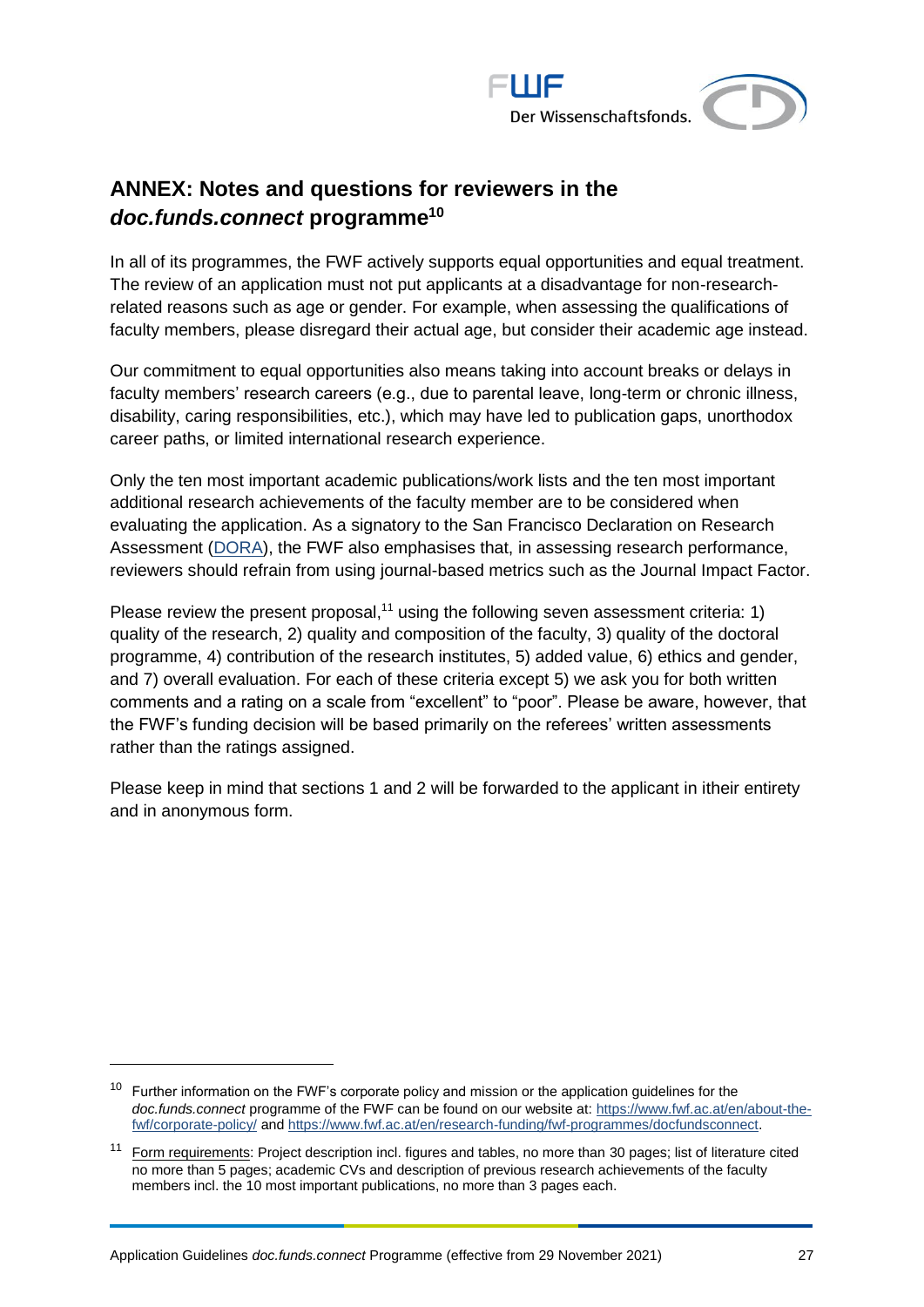## ANNEX: Notes and questions for reviewers in the *doc.funds.connect* programme[10]

In all of its programmes, the FWF actively supports equal opportunities and equal treatment. The review of an application must not put applicants at a disadvantage for non-research-related reasons such as age or gender. For example, when assessing the qualifications of faculty members, please disregard their actual age, but consider their academic age instead.

Our commitment to equal opportunities also means taking into account breaks or delays in faculty members' research careers (e.g., due to parental leave, long-term or chronic illness, disability, caring responsibilities, etc.), which may have led to publication gaps, unorthodox career paths, or limited international research experience.

Only the ten most important academic publications/work lists and the ten most important additional research achievements of the faculty member are to be considered when evaluating the application. As a signatory to the San Francisco Declaration on Research Assessment (DORA), the FWF also emphasises that, in assessing research performance, reviewers should refrain from using journal-based metrics such as the Journal Impact Factor.

Please review the present proposal,[11] using the following seven assessment criteria: 1) quality of the research, 2) quality and composition of the faculty, 3) quality of the doctoral programme, 4) contribution of the research institutes, 5) added value, 6) ethics and gender, and 7) overall evaluation. For each of these criteria except 5) we ask you for both written comments and a rating on a scale from "excellent" to "poor". Please be aware, however, that the FWF's funding decision will be based primarily on the referees' written assessments rather than the ratings assigned.

Please keep in mind that sections 1 and 2 will be forwarded to the applicant in itheir entirety and in anonymous form.

---

[10] Further information on the FWF's corporate policy and mission or the application guidelines for the *doc.funds.connect* programme of the FWF can be found on our website at: https://www.fwf.ac.at/en/about-the-fwf/corporate-policy/ and https://www.fwf.ac.at/en/research-funding/fwf-programmes/docfundsconnect.

[11] Form requirements: Project description incl. figures and tables, no more than 30 pages; list of literature cited no more than 5 pages; academic CVs and description of previous research achievements of the faculty members incl. the 10 most important publications, no more than 3 pages each.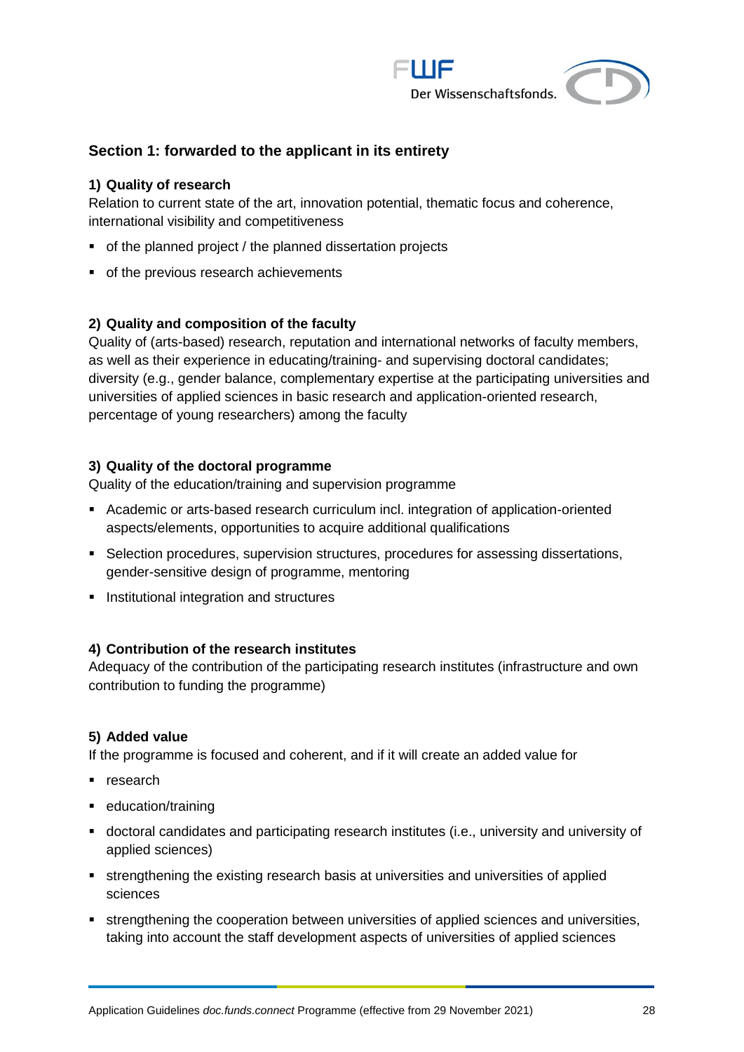## Section 1: forwarded to the applicant in its entirety

### 1) Quality of research

Relation to current state of the art, innovation potential, thematic focus and coherence, international visibility and competitiveness

- of the planned project / the planned dissertation projects
- of the previous research achievements

### 2) Quality and composition of the faculty

Quality of (arts-based) research, reputation and international networks of faculty members, as well as their experience in educating/training- and supervising doctoral candidates; diversity (e.g., gender balance, complementary expertise at the participating universities and universities of applied sciences in basic research and application-oriented research, percentage of young researchers) among the faculty

### 3) Quality of the doctoral programme

Quality of the education/training and supervision programme

- Academic or arts-based research curriculum incl. integration of application-oriented aspects/elements, opportunities to acquire additional qualifications
- Selection procedures, supervision structures, procedures for assessing dissertations, gender-sensitive design of programme, mentoring
- Institutional integration and structures

### 4) Contribution of the research institutes

Adequacy of the contribution of the participating research institutes (infrastructure and own contribution to funding the programme)

### 5) Added value

If the programme is focused and coherent, and if it will create an added value for

- research
- education/training
- doctoral candidates and participating research institutes (i.e., university and university of applied sciences)
- strengthening the existing research basis at universities and universities of applied sciences
- strengthening the cooperation between universities of applied sciences and universities, taking into account the staff development aspects of universities of applied sciences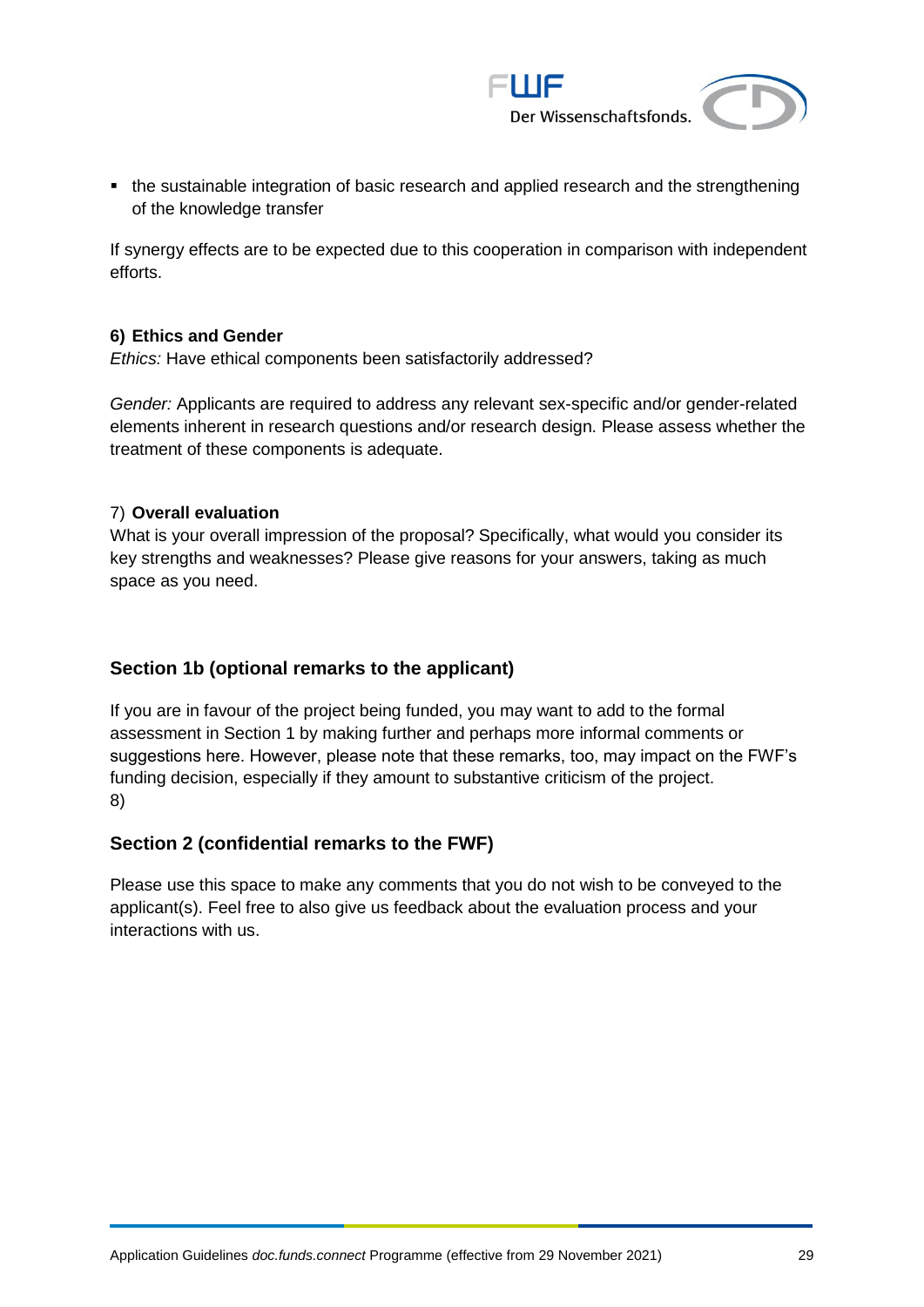- the sustainable integration of basic research and applied research and the strengthening of the knowledge transfer

If synergy effects are to be expected due to this cooperation in comparison with independent efforts.

**6) Ethics and Gender**

*Ethics:* Have ethical components been satisfactorily addressed?

*Gender:* Applicants are required to address any relevant sex-specific and/or gender-related elements inherent in research questions and/or research design. Please assess whether the treatment of these components is adequate.

7) **Overall evaluation**

What is your overall impression of the proposal? Specifically, what would you consider its key strengths and weaknesses? Please give reasons for your answers, taking as much space as you need.

## Section 1b (optional remarks to the applicant)

If you are in favour of the project being funded, you may want to add to the formal assessment in Section 1 by making further and perhaps more informal comments or suggestions here. However, please note that these remarks, too, may impact on the FWF's funding decision, especially if they amount to substantive criticism of the project.

8)

## Section 2 (confidential remarks to the FWF)

Please use this space to make any comments that you do not wish to be conveyed to the applicant(s). Feel free to also give us feedback about the evaluation process and your interactions with us.